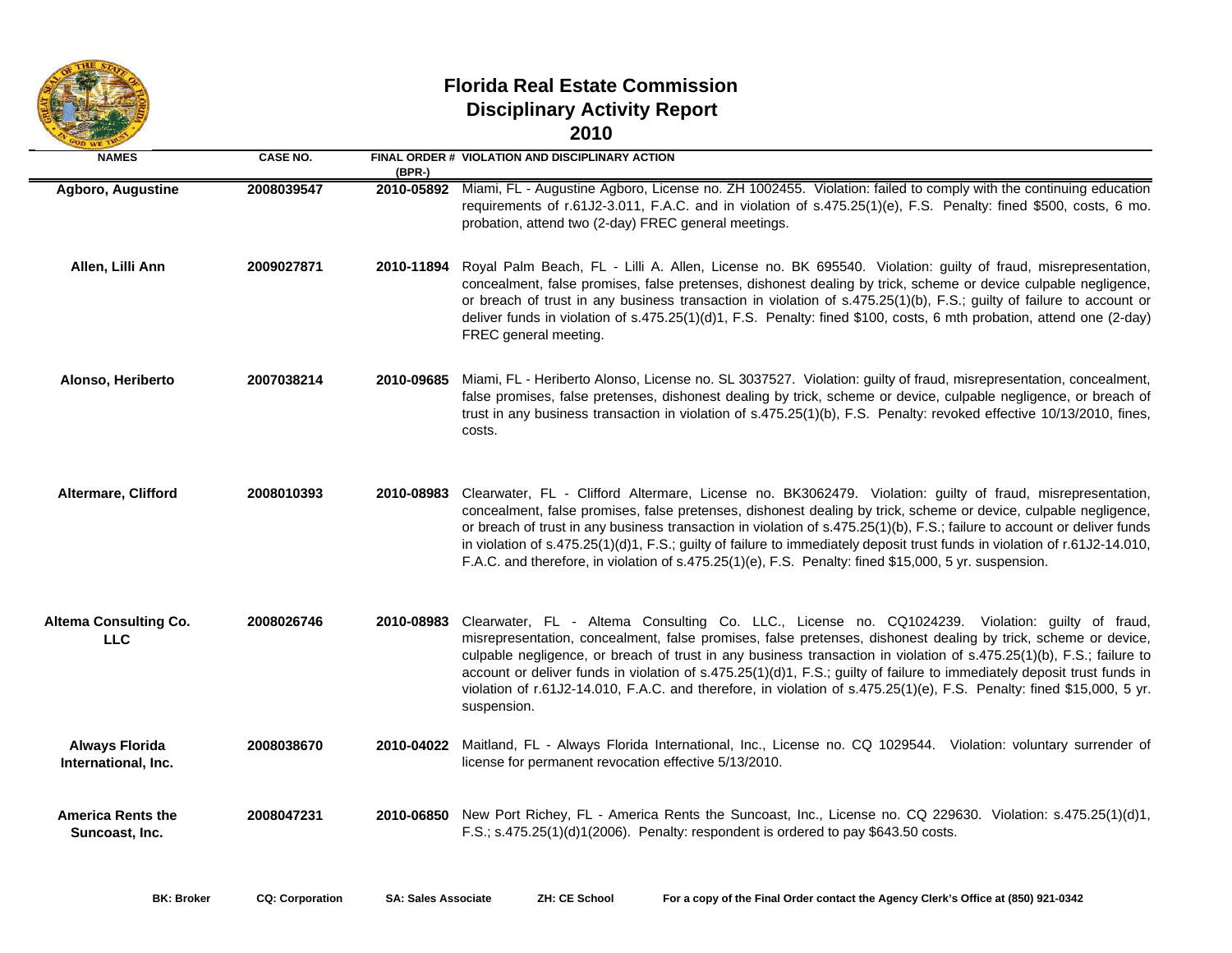# Florida Real Estate Commission
## Disciplinary Activity Report
## 2010

| NAMES | CASE NO. | FINAL ORDER # (BPR-) | VIOLATION AND DISCIPLINARY ACTION |
|---|---|---|---|
| **Agboro, Augustine** | **2008039547** | **2010-05892** | Miami, FL - Augustine Agboro, License no. ZH 1002455. Violation: failed to comply with the continuing education requirements of r.61J2-3.011, F.A.C. and in violation of s.475.25(1)(e), F.S. Penalty: fined $500, costs, 6 mo. probation, attend two (2-day) FREC general meetings. |
| **Allen, Lilli Ann** | **2009027871** | **2010-11894** | Royal Palm Beach, FL - Lilli A. Allen, License no. BK 695540. Violation: guilty of fraud, misrepresentation, concealment, false promises, false pretenses, dishonest dealing by trick, scheme or device culpable negligence, or breach of trust in any business transaction in violation of s.475.25(1)(b), F.S.; guilty of failure to account or deliver funds in violation of s.475.25(1)(d)1, F.S. Penalty: fined $100, costs, 6 mth probation, attend one (2-day) FREC general meeting. |
| **Alonso, Heriberto** | **2007038214** | **2010-09685** | Miami, FL - Heriberto Alonso, License no. SL 3037527. Violation: guilty of fraud, misrepresentation, concealment, false promises, false pretenses, dishonest dealing by trick, scheme or device, culpable negligence, or breach of trust in any business transaction in violation of s.475.25(1)(b), F.S. Penalty: revoked effective 10/13/2010, fines, costs. |
| **Altermare, Clifford** | **2008010393** | **2010-08983** | Clearwater, FL - Clifford Altermare, License no. BK3062479. Violation: guilty of fraud, misrepresentation, concealment, false promises, false pretenses, dishonest dealing by trick, scheme or device, culpable negligence, or breach of trust in any business transaction in violation of s.475.25(1)(b), F.S.; failure to account or deliver funds in violation of s.475.25(1)(d)1, F.S.; guilty of failure to immediately deposit trust funds in violation of r.61J2-14.010, F.A.C. and therefore, in violation of s.475.25(1)(e), F.S. Penalty: fined $15,000, 5 yr. suspension. |
| **Altema Consulting Co. LLC** | **2008026746** | **2010-08983** | Clearwater, FL - Altema Consulting Co. LLC., License no. CQ1024239. Violation: guilty of fraud, misrepresentation, concealment, false promises, false pretenses, dishonest dealing by trick, scheme or device, culpable negligence, or breach of trust in any business transaction in violation of s.475.25(1)(b), F.S.; failure to account or deliver funds in violation of s.475.25(1)(d)1, F.S.; guilty of failure to immediately deposit trust funds in violation of r.61J2-14.010, F.A.C. and therefore, in violation of s.475.25(1)(e), F.S. Penalty: fined $15,000, 5 yr. suspension. |
| **Always Florida International, Inc.** | **2008038670** | **2010-04022** | Maitland, FL - Always Florida International, Inc., License no. CQ 1029544. Violation: voluntary surrender of license for permanent revocation effective 5/13/2010. |
| **America Rents the Suncoast, Inc.** | **2008047231** | **2010-06850** | New Port Richey, FL - America Rents the Suncoast, Inc., License no. CQ 229630. Violation: s.475.25(1)(d)1, F.S.; s.475.25(1)(d)1(2006). Penalty: respondent is ordered to pay $643.50 costs. |

**BK: Broker** **CQ: Corporation** **SA: Sales Associate** **ZH: CE School** **For a copy of the Final Order contact the Agency Clerk's Office at (850) 921-0342**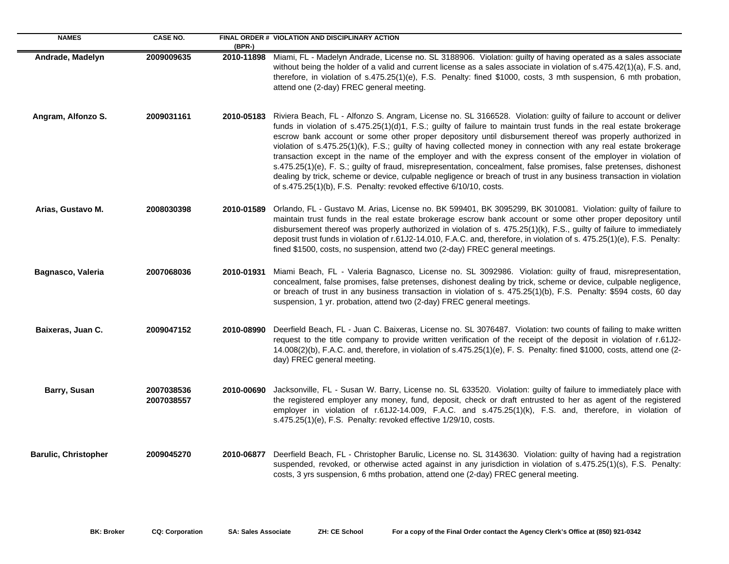| NAMES | CASE NO. | FINAL ORDER # (BPR-) | VIOLATION AND DISCIPLINARY ACTION |
|---|---|---|---|
| **Andrade, Madelyn** | **2009009635** | **2010-11898** | Miami, FL - Madelyn Andrade, License no. SL 3188906. Violation: guilty of having operated as a sales associate without being the holder of a valid and current license as a sales associate in violation of s.475.42(1)(a), F.S. and, therefore, in violation of s.475.25(1)(e), F.S. Penalty: fined $1000, costs, 3 mth suspension, 6 mth probation, attend one (2-day) FREC general meeting. |
| **Angram, Alfonzo S.** | **2009031161** | **2010-05183** | Riviera Beach, FL - Alfonzo S. Angram, License no. SL 3166528. Violation: guilty of failure to account or deliver funds in violation of s.475.25(1)(d)1, F.S.; guilty of failure to maintain trust funds in the real estate brokerage escrow bank account or some other proper depository until disbursement thereof was properly authorized in violation of s.475.25(1)(k), F.S.; guilty of having collected money in connection with any real estate brokerage transaction except in the name of the employer and with the express consent of the employer in violation of s.475.25(1)(e), F. S.; guilty of fraud, misrepresentation, concealment, false promises, false pretenses, dishonest dealing by trick, scheme or device, culpable negligence or breach of trust in any business transaction in violation of s.475.25(1)(b), F.S. Penalty: revoked effective 6/10/10, costs. |
| **Arias, Gustavo M.** | **2008030398** | **2010-01589** | Orlando, FL - Gustavo M. Arias, License no. BK 599401, BK 3095299, BK 3010081. Violation: guilty of failure to maintain trust funds in the real estate brokerage escrow bank account or some other proper depository until disbursement thereof was properly authorized in violation of s. 475.25(1)(k), F.S., guilty of failure to immediately deposit trust funds in violation of r.61J2-14.010, F.A.C. and, therefore, in violation of s. 475.25(1)(e), F.S. Penalty: fined $1500, costs, no suspension, attend two (2-day) FREC general meetings. |
| **Bagnasco, Valeria** | **2007068036** | **2010-01931** | Miami Beach, FL - Valeria Bagnasco, License no. SL 3092986. Violation: guilty of fraud, misrepresentation, concealment, false promises, false pretenses, dishonest dealing by trick, scheme or device, culpable negligence, or breach of trust in any business transaction in violation of s. 475.25(1)(b), F.S. Penalty: $594 costs, 60 day suspension, 1 yr. probation, attend two (2-day) FREC general meetings. |
| **Baixeras, Juan C.** | **2009047152** | **2010-08990** | Deerfield Beach, FL - Juan C. Baixeras, License no. SL 3076487. Violation: two counts of failing to make written request to the title company to provide written verification of the receipt of the deposit in violation of r.61J2-14.008(2)(b), F.A.C. and, therefore, in violation of s.475.25(1)(e), F. S. Penalty: fined $1000, costs, attend one (2-day) FREC general meeting. |
| **Barry, Susan** | **2007038536** **2007038557** | **2010-00690** | Jacksonville, FL - Susan W. Barry, License no. SL 633520. Violation: guilty of failure to immediately place with the registered employer any money, fund, deposit, check or draft entrusted to her as agent of the registered employer in violation of r.61J2-14.009, F.A.C. and s.475.25(1)(k), F.S. and, therefore, in violation of s.475.25(1)(e), F.S. Penalty: revoked effective 1/29/10, costs. |
| **Barulic, Christopher** | **2009045270** | **2010-06877** | Deerfield Beach, FL - Christopher Barulic, License no. SL 3143630. Violation: guilty of having had a registration suspended, revoked, or otherwise acted against in any jurisdiction in violation of s.475.25(1)(s), F.S. Penalty: costs, 3 yrs suspension, 6 mths probation, attend one (2-day) FREC general meeting. |

**BK: Broker** **CQ: Corporation** **SA: Sales Associate** **ZH: CE School** **For a copy of the Final Order contact the Agency Clerk's Office at (850) 921-0342**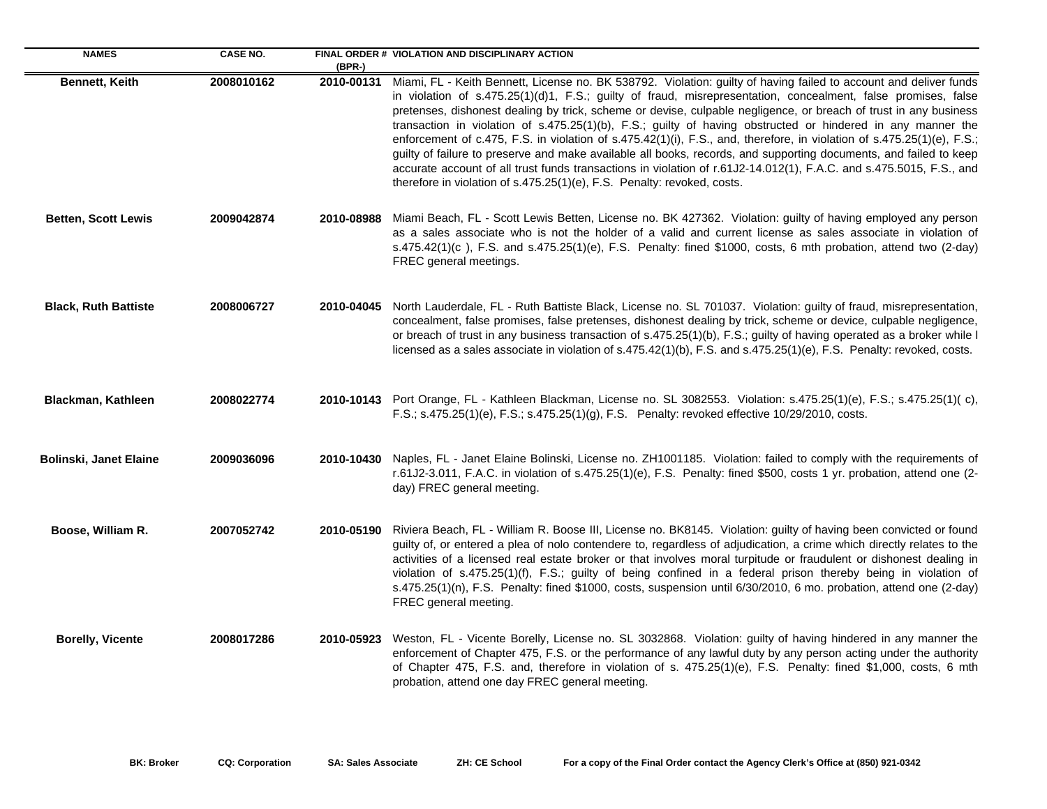| NAMES | CASE NO. | FINAL ORDER # (BPR-) | VIOLATION AND DISCIPLINARY ACTION |
|---|---|---|---|
| **Bennett, Keith** | **2008010162** | **2010-00131** | Miami, FL - Keith Bennett, License no. BK 538792. Violation: guilty of having failed to account and deliver funds in violation of s.475.25(1)(d)1, F.S.; guilty of fraud, misrepresentation, concealment, false promises, false pretenses, dishonest dealing by trick, scheme or devise, culpable negligence, or breach of trust in any business transaction in violation of s.475.25(1)(b), F.S.; guilty of having obstructed or hindered in any manner the enforcement of c.475, F.S. in violation of s.475.42(1)(i), F.S., and, therefore, in violation of s.475.25(1)(e), F.S.; guilty of failure to preserve and make available all books, records, and supporting documents, and failed to keep accurate account of all trust funds transactions in violation of r.61J2-14.012(1), F.A.C. and s.475.5015, F.S., and therefore in violation of s.475.25(1)(e), F.S. Penalty: revoked, costs. |
| **Betten, Scott Lewis** | **2009042874** | **2010-08988** | Miami Beach, FL - Scott Lewis Betten, License no. BK 427362. Violation: guilty of having employed any person as a sales associate who is not the holder of a valid and current license as sales associate in violation of s.475.42(1)(c ), F.S. and s.475.25(1)(e), F.S. Penalty: fined $1000, costs, 6 mth probation, attend two (2-day) FREC general meetings. |
| **Black, Ruth Battiste** | **2008006727** | **2010-04045** | North Lauderdale, FL - Ruth Battiste Black, License no. SL 701037. Violation: guilty of fraud, misrepresentation, concealment, false promises, false pretenses, dishonest dealing by trick, scheme or device, culpable negligence, or breach of trust in any business transaction of s.475.25(1)(b), F.S.; guilty of having operated as a broker while l licensed as a sales associate in violation of s.475.42(1)(b), F.S. and s.475.25(1)(e), F.S. Penalty: revoked, costs. |
| **Blackman, Kathleen** | **2008022774** | **2010-10143** | Port Orange, FL - Kathleen Blackman, License no. SL 3082553. Violation: s.475.25(1)(e), F.S.; s.475.25(1)( c), F.S.; s.475.25(1)(e), F.S.; s.475.25(1)(g), F.S. Penalty: revoked effective 10/29/2010, costs. |
| **Bolinski, Janet Elaine** | **2009036096** | **2010-10430** | Naples, FL - Janet Elaine Bolinski, License no. ZH1001185. Violation: failed to comply with the requirements of r.61J2-3.011, F.A.C. in violation of s.475.25(1)(e), F.S. Penalty: fined $500, costs 1 yr. probation, attend one (2-day) FREC general meeting. |
| **Boose, William R.** | **2007052742** | **2010-05190** | Riviera Beach, FL - William R. Boose III, License no. BK8145. Violation: guilty of having been convicted or found guilty of, or entered a plea of nolo contendere to, regardless of adjudication, a crime which directly relates to the activities of a licensed real estate broker or that involves moral turpitude or fraudulent or dishonest dealing in violation of s.475.25(1)(f), F.S.; guilty of being confined in a federal prison thereby being in violation of s.475.25(1)(n), F.S. Penalty: fined $1000, costs, suspension until 6/30/2010, 6 mo. probation, attend one (2-day) FREC general meeting. |
| **Borelly, Vicente** | **2008017286** | **2010-05923** | Weston, FL - Vicente Borelly, License no. SL 3032868. Violation: guilty of having hindered in any manner the enforcement of Chapter 475, F.S. or the performance of any lawful duty by any person acting under the authority of Chapter 475, F.S. and, therefore in violation of s. 475.25(1)(e), F.S. Penalty: fined $1,000, costs, 6 mth probation, attend one day FREC general meeting. |

**BK: Broker** **CQ: Corporation** **SA: Sales Associate** **ZH: CE School** **For a copy of the Final Order contact the Agency Clerk's Office at (850) 921-0342**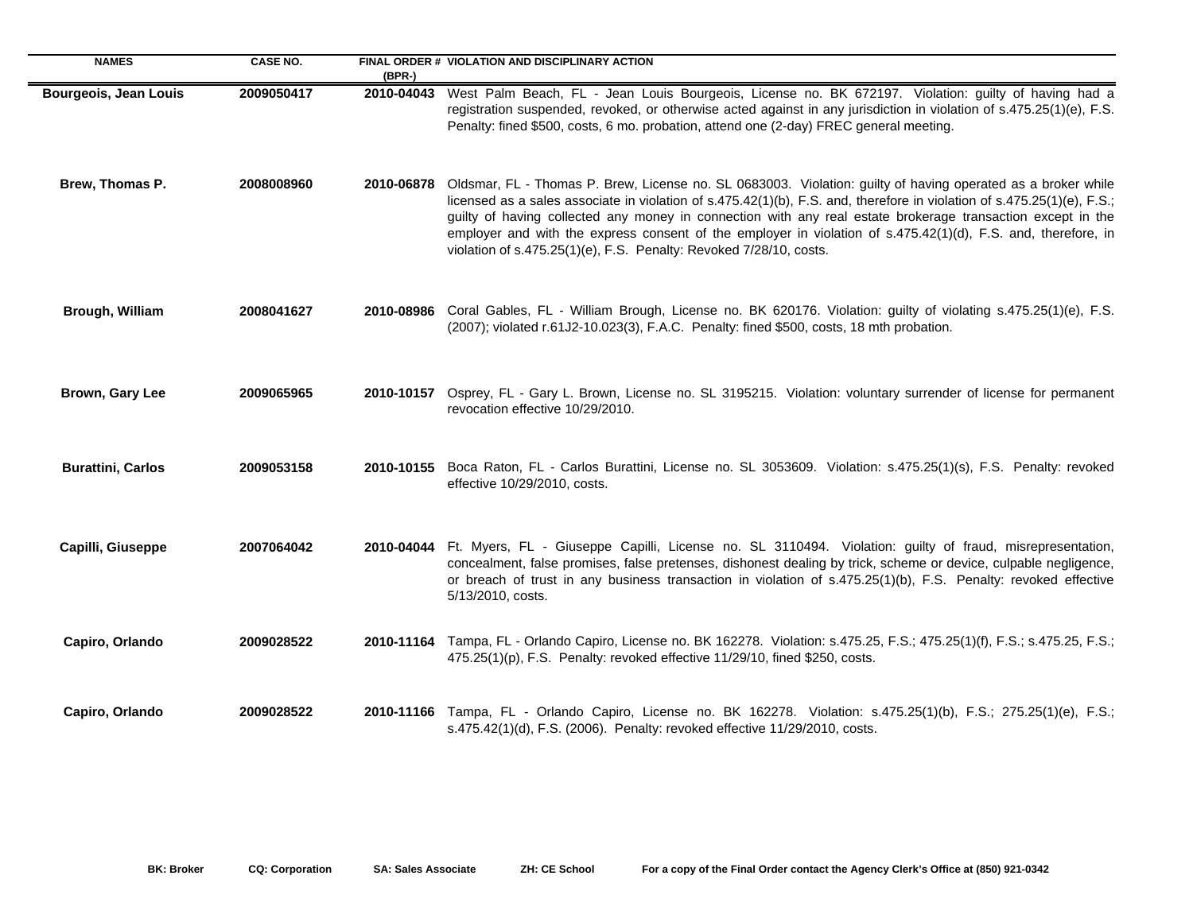| NAMES | CASE NO. | FINAL ORDER # (BPR-) | VIOLATION AND DISCIPLINARY ACTION |
|---|---|---|---|
| **Bourgeois, Jean Louis** | **2009050417** | **2010-04043** | West Palm Beach, FL - Jean Louis Bourgeois, License no. BK 672197. Violation: guilty of having had a registration suspended, revoked, or otherwise acted against in any jurisdiction in violation of s.475.25(1)(e), F.S. Penalty: fined $500, costs, 6 mo. probation, attend one (2-day) FREC general meeting. |
| **Brew, Thomas P.** | **2008008960** | **2010-06878** | Oldsmar, FL - Thomas P. Brew, License no. SL 0683003. Violation: guilty of having operated as a broker while licensed as a sales associate in violation of s.475.42(1)(b), F.S. and, therefore in violation of s.475.25(1)(e), F.S.; guilty of having collected any money in connection with any real estate brokerage transaction except in the employer and with the express consent of the employer in violation of s.475.42(1)(d), F.S. and, therefore, in violation of s.475.25(1)(e), F.S. Penalty: Revoked 7/28/10, costs. |
| **Brough, William** | **2008041627** | **2010-08986** | Coral Gables, FL - William Brough, License no. BK 620176. Violation: guilty of violating s.475.25(1)(e), F.S. (2007); violated r.61J2-10.023(3), F.A.C. Penalty: fined $500, costs, 18 mth probation. |
| **Brown, Gary Lee** | **2009065965** | **2010-10157** | Osprey, FL - Gary L. Brown, License no. SL 3195215. Violation: voluntary surrender of license for permanent revocation effective 10/29/2010. |
| **Burattini, Carlos** | **2009053158** | **2010-10155** | Boca Raton, FL - Carlos Burattini, License no. SL 3053609. Violation: s.475.25(1)(s), F.S. Penalty: revoked effective 10/29/2010, costs. |
| **Capilli, Giuseppe** | **2007064042** | **2010-04044** | Ft. Myers, FL - Giuseppe Capilli, License no. SL 3110494. Violation: guilty of fraud, misrepresentation, concealment, false promises, false pretenses, dishonest dealing by trick, scheme or device, culpable negligence, or breach of trust in any business transaction in violation of s.475.25(1)(b), F.S. Penalty: revoked effective 5/13/2010, costs. |
| **Capiro, Orlando** | **2009028522** | **2010-11164** | Tampa, FL - Orlando Capiro, License no. BK 162278. Violation: s.475.25, F.S.; 475.25(1)(f), F.S.; s.475.25, F.S.; 475.25(1)(p), F.S. Penalty: revoked effective 11/29/10, fined $250, costs. |
| **Capiro, Orlando** | **2009028522** | **2010-11166** | Tampa, FL - Orlando Capiro, License no. BK 162278. Violation: s.475.25(1)(b), F.S.; 275.25(1)(e), F.S.; s.475.42(1)(d), F.S. (2006). Penalty: revoked effective 11/29/2010, costs. |

**BK: Broker** **CQ: Corporation** **SA: Sales Associate** **ZH: CE School** **For a copy of the Final Order contact the Agency Clerk's Office at (850) 921-0342**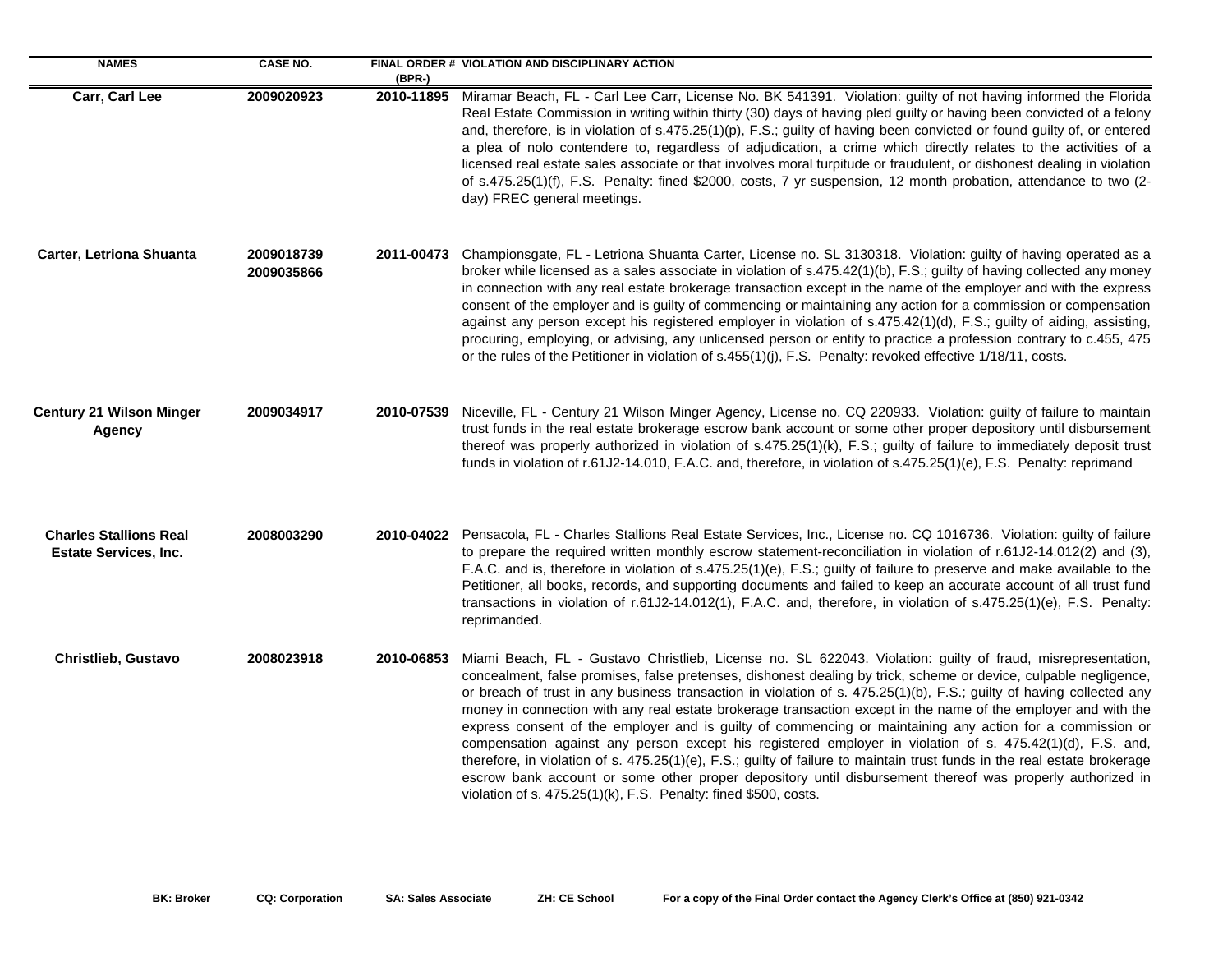| NAMES | CASE NO. | FINAL ORDER # (BPR-) | VIOLATION AND DISCIPLINARY ACTION |
|---|---|---|---|
| **Carr, Carl Lee** | **2009020923** | **2010-11895** | Miramar Beach, FL - Carl Lee Carr, License No. BK 541391. Violation: guilty of not having informed the Florida Real Estate Commission in writing within thirty (30) days of having pled guilty or having been convicted of a felony and, therefore, is in violation of s.475.25(1)(p), F.S.; guilty of having been convicted or found guilty of, or entered a plea of nolo contendere to, regardless of adjudication, a crime which directly relates to the activities of a licensed real estate sales associate or that involves moral turpitude or fraudulent, or dishonest dealing in violation of s.475.25(1)(f), F.S. Penalty: fined $2000, costs, 7 yr suspension, 12 month probation, attendance to two (2-day) FREC general meetings. |
| **Carter, Letriona Shuanta** | **2009018739 2009035866** | **2011-00473** | Championsgate, FL - Letriona Shuanta Carter, License no. SL 3130318. Violation: guilty of having operated as a broker while licensed as a sales associate in violation of s.475.42(1)(b), F.S.; guilty of having collected any money in connection with any real estate brokerage transaction except in the name of the employer and with the express consent of the employer and is guilty of commencing or maintaining any action for a commission or compensation against any person except his registered employer in violation of s.475.42(1)(d), F.S.; guilty of aiding, assisting, procuring, employing, or advising, any unlicensed person or entity to practice a profession contrary to c.455, 475 or the rules of the Petitioner in violation of s.455(1)(j), F.S. Penalty: revoked effective 1/18/11, costs. |
| **Century 21 Wilson Minger Agency** | **2009034917** | **2010-07539** | Niceville, FL - Century 21 Wilson Minger Agency, License no. CQ 220933. Violation: guilty of failure to maintain trust funds in the real estate brokerage escrow bank account or some other proper depository until disbursement thereof was properly authorized in violation of s.475.25(1)(k), F.S.; guilty of failure to immediately deposit trust funds in violation of r.61J2-14.010, F.A.C. and, therefore, in violation of s.475.25(1)(e), F.S. Penalty: reprimand |
| **Charles Stallions Real Estate Services, Inc.** | **2008003290** | **2010-04022** | Pensacola, FL - Charles Stallions Real Estate Services, Inc., License no. CQ 1016736. Violation: guilty of failure to prepare the required written monthly escrow statement-reconciliation in violation of r.61J2-14.012(2) and (3), F.A.C. and is, therefore in violation of s.475.25(1)(e), F.S.; guilty of failure to preserve and make available to the Petitioner, all books, records, and supporting documents and failed to keep an accurate account of all trust fund transactions in violation of r.61J2-14.012(1), F.A.C. and, therefore, in violation of s.475.25(1)(e), F.S. Penalty: reprimanded. |
| **Christlieb, Gustavo** | **2008023918** | **2010-06853** | Miami Beach, FL - Gustavo Christlieb, License no. SL 622043. Violation: guilty of fraud, misrepresentation, concealment, false promises, false pretenses, dishonest dealing by trick, scheme or device, culpable negligence, or breach of trust in any business transaction in violation of s. 475.25(1)(b), F.S.; guilty of having collected any money in connection with any real estate brokerage transaction except in the name of the employer and with the express consent of the employer and is guilty of commencing or maintaining any action for a commission or compensation against any person except his registered employer in violation of s. 475.42(1)(d), F.S. and, therefore, in violation of s. 475.25(1)(e), F.S.; guilty of failure to maintain trust funds in the real estate brokerage escrow bank account or some other proper depository until disbursement thereof was properly authorized in violation of s. 475.25(1)(k), F.S. Penalty: fined $500, costs. |

**BK: Broker** **CQ: Corporation** **SA: Sales Associate** **ZH: CE School** **For a copy of the Final Order contact the Agency Clerk's Office at (850) 921-0342**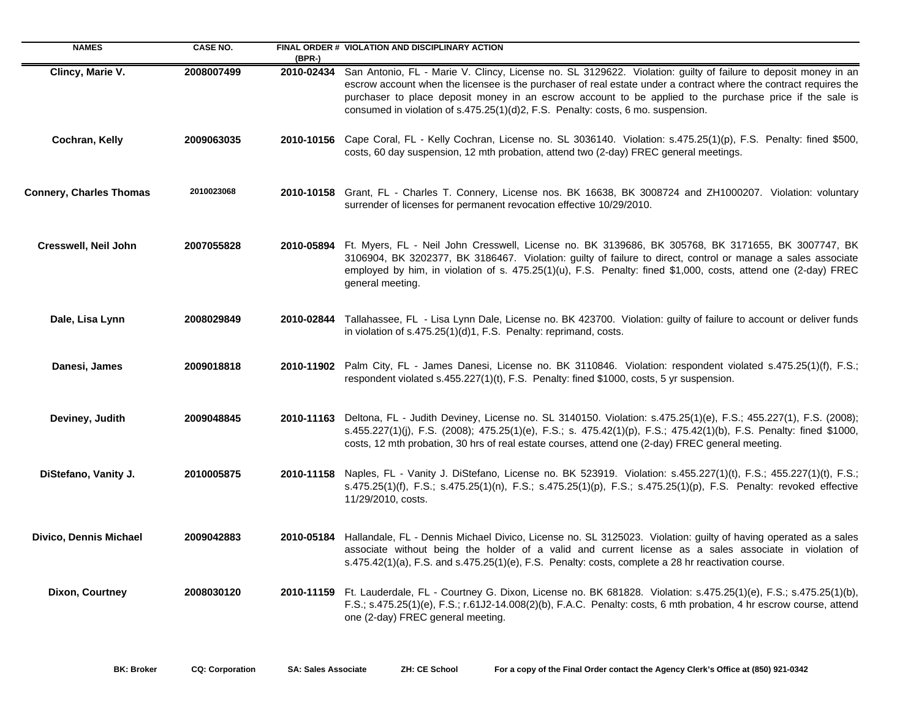| NAMES | CASE NO. | FINAL ORDER # (BPR-) | VIOLATION AND DISCIPLINARY ACTION |
|---|---|---|---|
| Clincy, Marie V. | 2008007499 | 2010-02434 | San Antonio, FL - Marie V. Clincy, License no. SL 3129622. Violation: guilty of failure to deposit money in an escrow account when the licensee is the purchaser of real estate under a contract where the contract requires the purchaser to place deposit money in an escrow account to be applied to the purchase price if the sale is consumed in violation of s.475.25(1)(d)2, F.S. Penalty: costs, 6 mo. suspension. |
| Cochran, Kelly | 2009063035 | 2010-10156 | Cape Coral, FL - Kelly Cochran, License no. SL 3036140. Violation: s.475.25(1)(p), F.S. Penalty: fined $500, costs, 60 day suspension, 12 mth probation, attend two (2-day) FREC general meetings. |
| Connery, Charles Thomas | 2010023068 | 2010-10158 | Grant, FL - Charles T. Connery, License nos. BK 16638, BK 3008724 and ZH1000207. Violation: voluntary surrender of licenses for permanent revocation effective 10/29/2010. |
| Cresswell, Neil John | 2007055828 | 2010-05894 | Ft. Myers, FL - Neil John Cresswell, License no. BK 3139686, BK 305768, BK 3171655, BK 3007747, BK 3106904, BK 3202377, BK 3186467. Violation: guilty of failure to direct, control or manage a sales associate employed by him, in violation of s. 475.25(1)(u), F.S. Penalty: fined $1,000, costs, attend one (2-day) FREC general meeting. |
| Dale, Lisa Lynn | 2008029849 | 2010-02844 | Tallahassee, FL - Lisa Lynn Dale, License no. BK 423700. Violation: guilty of failure to account or deliver funds in violation of s.475.25(1)(d)1, F.S. Penalty: reprimand, costs. |
| Danesi, James | 2009018818 | 2010-11902 | Palm City, FL - James Danesi, License no. BK 3110846. Violation: respondent violated s.475.25(1)(f), F.S.; respondent violated s.455.227(1)(t), F.S. Penalty: fined $1000, costs, 5 yr suspension. |
| Deviney, Judith | 2009048845 | 2010-11163 | Deltona, FL - Judith Deviney, License no. SL 3140150. Violation: s.475.25(1)(e), F.S.; 455.227(1), F.S. (2008); s.455.227(1)(j), F.S. (2008); 475.25(1)(e), F.S.; s. 475.42(1)(p), F.S.; 475.42(1)(b), F.S. Penalty: fined $1000, costs, 12 mth probation, 30 hrs of real estate courses, attend one (2-day) FREC general meeting. |
| DiStefano, Vanity J. | 2010005875 | 2010-11158 | Naples, FL - Vanity J. DiStefano, License no. BK 523919. Violation: s.455.227(1)(t), F.S.; 455.227(1)(t), F.S.; s.475.25(1)(f), F.S.; s.475.25(1)(n), F.S.; s.475.25(1)(p), F.S.; s.475.25(1)(p), F.S. Penalty: revoked effective 11/29/2010, costs. |
| Divico, Dennis Michael | 2009042883 | 2010-05184 | Hallandale, FL - Dennis Michael Divico, License no. SL 3125023. Violation: guilty of having operated as a sales associate without being the holder of a valid and current license as a sales associate in violation of s.475.42(1)(a), F.S. and s.475.25(1)(e), F.S. Penalty: costs, complete a 28 hr reactivation course. |
| Dixon, Courtney | 2008030120 | 2010-11159 | Ft. Lauderdale, FL - Courtney G. Dixon, License no. BK 681828. Violation: s.475.25(1)(e), F.S.; s.475.25(1)(b), F.S.; s.475.25(1)(e), F.S.; r.61J2-14.008(2)(b), F.A.C. Penalty: costs, 6 mth probation, 4 hr escrow course, attend one (2-day) FREC general meeting. |

**BK: Broker** **CQ: Corporation** **SA: Sales Associate** **ZH: CE School** **For a copy of the Final Order contact the Agency Clerk's Office at (850) 921-0342**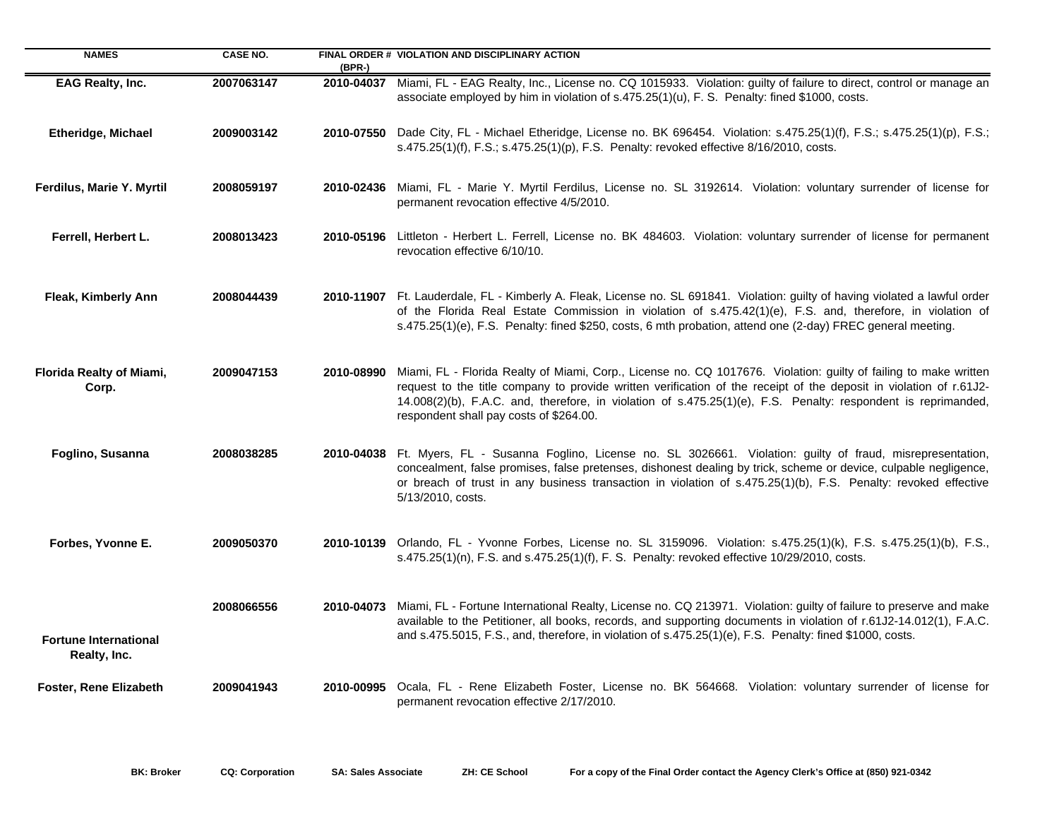| NAMES | CASE NO. | FINAL ORDER # (BPR-) | VIOLATION AND DISCIPLINARY ACTION |
|---|---|---|---|
| **EAG Realty, Inc.** | **2007063147** | **2010-04037** | Miami, FL - EAG Realty, Inc., License no. CQ 1015933. Violation: guilty of failure to direct, control or manage an associate employed by him in violation of s.475.25(1)(u), F. S. Penalty: fined $1000, costs. |
| **Etheridge, Michael** | **2009003142** | **2010-07550** | Dade City, FL - Michael Etheridge, License no. BK 696454. Violation: s.475.25(1)(f), F.S.; s.475.25(1)(p), F.S.; s.475.25(1)(f), F.S.; s.475.25(1)(p), F.S. Penalty: revoked effective 8/16/2010, costs. |
| **Ferdilus, Marie Y. Myrtil** | **2008059197** | **2010-02436** | Miami, FL - Marie Y. Myrtil Ferdilus, License no. SL 3192614. Violation: voluntary surrender of license for permanent revocation effective 4/5/2010. |
| **Ferrell, Herbert L.** | **2008013423** | **2010-05196** | Littleton - Herbert L. Ferrell, License no. BK 484603. Violation: voluntary surrender of license for permanent revocation effective 6/10/10. |
| **Fleak, Kimberly Ann** | **2008044439** | **2010-11907** | Ft. Lauderdale, FL - Kimberly A. Fleak, License no. SL 691841. Violation: guilty of having violated a lawful order of the Florida Real Estate Commission in violation of s.475.42(1)(e), F.S. and, therefore, in violation of s.475.25(1)(e), F.S. Penalty: fined $250, costs, 6 mth probation, attend one (2-day) FREC general meeting. |
| **Florida Realty of Miami, Corp.** | **2009047153** | **2010-08990** | Miami, FL - Florida Realty of Miami, Corp., License no. CQ 1017676. Violation: guilty of failing to make written request to the title company to provide written verification of the receipt of the deposit in violation of r.61J2-14.008(2)(b), F.A.C. and, therefore, in violation of s.475.25(1)(e), F.S. Penalty: respondent is reprimanded, respondent shall pay costs of $264.00. |
| **Foglino, Susanna** | **2008038285** | **2010-04038** | Ft. Myers, FL - Susanna Foglino, License no. SL 3026661. Violation: guilty of fraud, misrepresentation, concealment, false promises, false pretenses, dishonest dealing by trick, scheme or device, culpable negligence, or breach of trust in any business transaction in violation of s.475.25(1)(b), F.S. Penalty: revoked effective 5/13/2010, costs. |
| **Forbes, Yvonne E.** | **2009050370** | **2010-10139** | Orlando, FL - Yvonne Forbes, License no. SL 3159096. Violation: s.475.25(1)(k), F.S. s.475.25(1)(b), F.S., s.475.25(1)(n), F.S. and s.475.25(1)(f), F. S. Penalty: revoked effective 10/29/2010, costs. |
| **Fortune International Realty, Inc.** | **2008066556** | **2010-04073** | Miami, FL - Fortune International Realty, License no. CQ 213971. Violation: guilty of failure to preserve and make available to the Petitioner, all books, records, and supporting documents in violation of r.61J2-14.012(1), F.A.C. and s.475.5015, F.S., and, therefore, in violation of s.475.25(1)(e), F.S. Penalty: fined $1000, costs. |
| **Foster, Rene Elizabeth** | **2009041943** | **2010-00995** | Ocala, FL - Rene Elizabeth Foster, License no. BK 564668. Violation: voluntary surrender of license for permanent revocation effective 2/17/2010. |

**BK: Broker** **CQ: Corporation** **SA: Sales Associate** **ZH: CE School** **For a copy of the Final Order contact the Agency Clerk's Office at (850) 921-0342**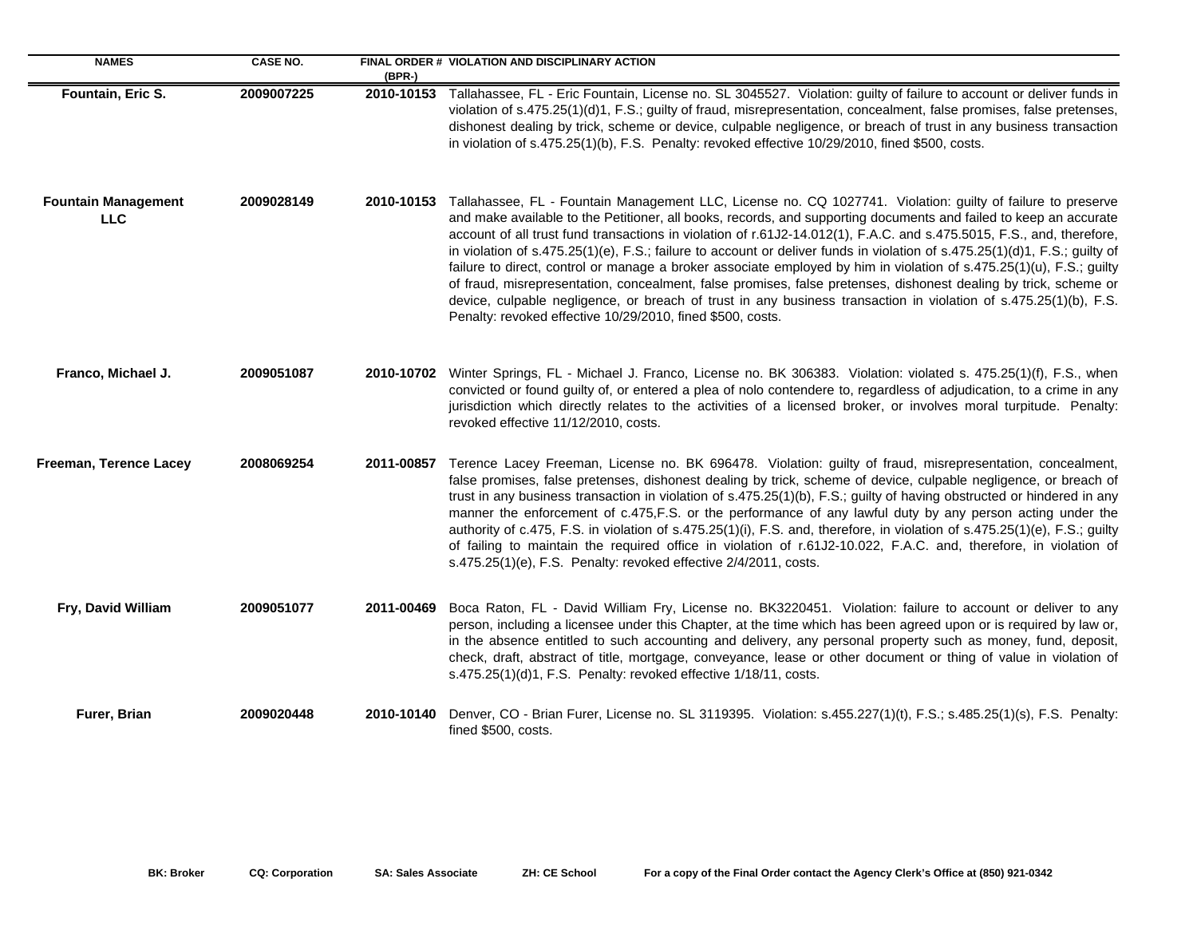| NAMES | CASE NO. | FINAL ORDER # (BPR-) | VIOLATION AND DISCIPLINARY ACTION |
|---|---|---|---|
| Fountain, Eric S. | 2009007225 | 2010-10153 | Tallahassee, FL - Eric Fountain, License no. SL 3045527. Violation: guilty of failure to account or deliver funds in violation of s.475.25(1)(d)1, F.S.; guilty of fraud, misrepresentation, concealment, false promises, false pretenses, dishonest dealing by trick, scheme or device, culpable negligence, or breach of trust in any business transaction in violation of s.475.25(1)(b), F.S. Penalty: revoked effective 10/29/2010, fined $500, costs. |
| Fountain Management LLC | 2009028149 | 2010-10153 | Tallahassee, FL - Fountain Management LLC, License no. CQ 1027741. Violation: guilty of failure to preserve and make available to the Petitioner, all books, records, and supporting documents and failed to keep an accurate account of all trust fund transactions in violation of r.61J2-14.012(1), F.A.C. and s.475.5015, F.S., and, therefore, in violation of s.475.25(1)(e), F.S.; failure to account or deliver funds in violation of s.475.25(1)(d)1, F.S.; guilty of failure to direct, control or manage a broker associate employed by him in violation of s.475.25(1)(u), F.S.; guilty of fraud, misrepresentation, concealment, false promises, false pretenses, dishonest dealing by trick, scheme or device, culpable negligence, or breach of trust in any business transaction in violation of s.475.25(1)(b), F.S. Penalty: revoked effective 10/29/2010, fined $500, costs. |
| Franco, Michael J. | 2009051087 | 2010-10702 | Winter Springs, FL - Michael J. Franco, License no. BK 306383. Violation: violated s. 475.25(1)(f), F.S., when convicted or found guilty of, or entered a plea of nolo contendere to, regardless of adjudication, to a crime in any jurisdiction which directly relates to the activities of a licensed broker, or involves moral turpitude. Penalty: revoked effective 11/12/2010, costs. |
| Freeman, Terence Lacey | 2008069254 | 2011-00857 | Terence Lacey Freeman, License no. BK 696478. Violation: guilty of fraud, misrepresentation, concealment, false promises, false pretenses, dishonest dealing by trick, scheme of device, culpable negligence, or breach of trust in any business transaction in violation of s.475.25(1)(b), F.S.; guilty of having obstructed or hindered in any manner the enforcement of c.475,F.S. or the performance of any lawful duty by any person acting under the authority of c.475, F.S. in violation of s.475.25(1)(i), F.S. and, therefore, in violation of s.475.25(1)(e), F.S.; guilty of failing to maintain the required office in violation of r.61J2-10.022, F.A.C. and, therefore, in violation of s.475.25(1)(e), F.S. Penalty: revoked effective 2/4/2011, costs. |
| Fry, David William | 2009051077 | 2011-00469 | Boca Raton, FL - David William Fry, License no. BK3220451. Violation: failure to account or deliver to any person, including a licensee under this Chapter, at the time which has been agreed upon or is required by law or, in the absence entitled to such accounting and delivery, any personal property such as money, fund, deposit, check, draft, abstract of title, mortgage, conveyance, lease or other document or thing of value in violation of s.475.25(1)(d)1, F.S. Penalty: revoked effective 1/18/11, costs. |
| Furer, Brian | 2009020448 | 2010-10140 | Denver, CO - Brian Furer, License no. SL 3119395. Violation: s.455.227(1)(t), F.S.; s.485.25(1)(s), F.S. Penalty: fined $500, costs. |

**BK: Broker** **CQ: Corporation** **SA: Sales Associate** **ZH: CE School** **For a copy of the Final Order contact the Agency Clerk's Office at (850) 921-0342**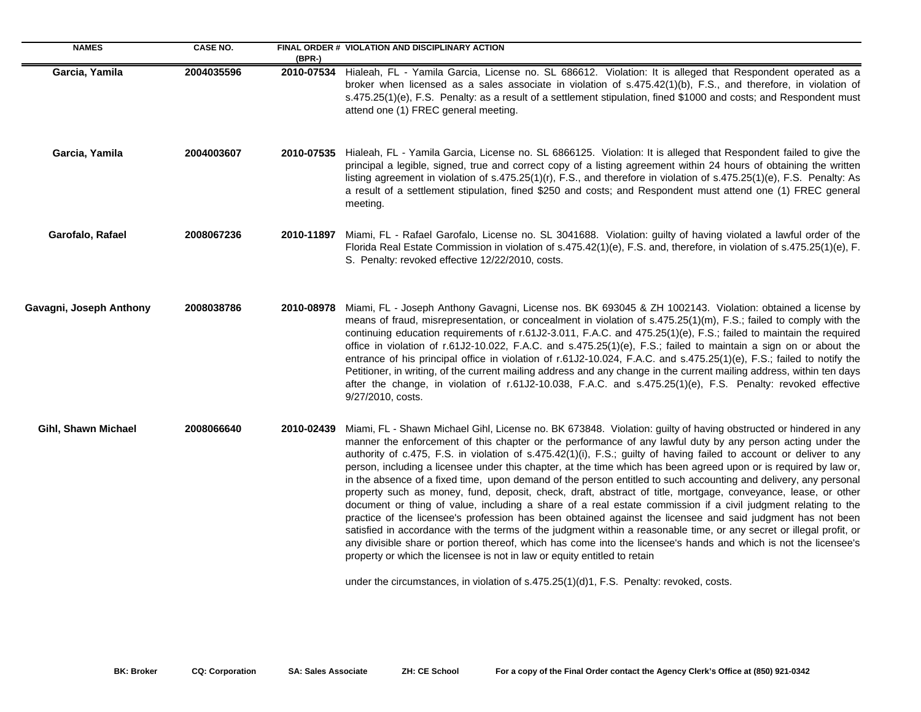| NAMES | CASE NO. | FINAL ORDER # (BPR-) | VIOLATION AND DISCIPLINARY ACTION |
|---|---|---|---|
| Garcia, Yamila | 2004035596 | 2010-07534 | Hialeah, FL - Yamila Garcia, License no. SL 686612. Violation: It is alleged that Respondent operated as a broker when licensed as a sales associate in violation of s.475.42(1)(b), F.S., and therefore, in violation of s.475.25(1)(e), F.S. Penalty: as a result of a settlement stipulation, fined $1000 and costs; and Respondent must attend one (1) FREC general meeting. |
| Garcia, Yamila | 2004003607 | 2010-07535 | Hialeah, FL - Yamila Garcia, License no. SL 6866125. Violation: It is alleged that Respondent failed to give the principal a legible, signed, true and correct copy of a listing agreement within 24 hours of obtaining the written listing agreement in violation of s.475.25(1)(r), F.S., and therefore in violation of s.475.25(1)(e), F.S. Penalty: As a result of a settlement stipulation, fined $250 and costs; and Respondent must attend one (1) FREC general meeting. |
| Garofalo, Rafael | 2008067236 | 2010-11897 | Miami, FL - Rafael Garofalo, License no. SL 3041688. Violation: guilty of having violated a lawful order of the Florida Real Estate Commission in violation of s.475.42(1)(e), F.S. and, therefore, in violation of s.475.25(1)(e), F. S. Penalty: revoked effective 12/22/2010, costs. |
| Gavagni, Joseph Anthony | 2008038786 | 2010-08978 | Miami, FL - Joseph Anthony Gavagni, License nos. BK 693045 & ZH 1002143. Violation: obtained a license by means of fraud, misrepresentation, or concealment in violation of s.475.25(1)(m), F.S.; failed to comply with the continuing education requirements of r.61J2-3.011, F.A.C. and 475.25(1)(e), F.S.; failed to maintain the required office in violation of r.61J2-10.022, F.A.C. and s.475.25(1)(e), F.S.; failed to maintain a sign on or about the entrance of his principal office in violation of r.61J2-10.024, F.A.C. and s.475.25(1)(e), F.S.; failed to notify the Petitioner, in writing, of the current mailing address and any change in the current mailing address, within ten days after the change, in violation of r.61J2-10.038, F.A.C. and s.475.25(1)(e), F.S. Penalty: revoked effective 9/27/2010, costs. |
| Gihl, Shawn Michael | 2008066640 | 2010-02439 | Miami, FL - Shawn Michael Gihl, License no. BK 673848. Violation: guilty of having obstructed or hindered in any manner the enforcement of this chapter or the performance of any lawful duty by any person acting under the authority of c.475, F.S. in violation of s.475.42(1)(i), F.S.; guilty of having failed to account or deliver to any person, including a licensee under this chapter, at the time which has been agreed upon or is required by law or, in the absence of a fixed time, upon demand of the person entitled to such accounting and delivery, any personal property such as money, fund, deposit, check, draft, abstract of title, mortgage, conveyance, lease, or other document or thing of value, including a share of a real estate commission if a civil judgment relating to the practice of the licensee's profession has been obtained against the licensee and said judgment has not been satisfied in accordance with the terms of the judgment within a reasonable time, or any secret or illegal profit, or any divisible share or portion thereof, which has come into the licensee's hands and which is not the licensee's property or which the licensee is not in law or equity entitled to retain under the circumstances, in violation of s.475.25(1)(d)1, F.S. Penalty: revoked, costs. |

BK: Broker CQ: Corporation SA: Sales Associate ZH: CE School For a copy of the Final Order contact the Agency Clerk's Office at (850) 921-0342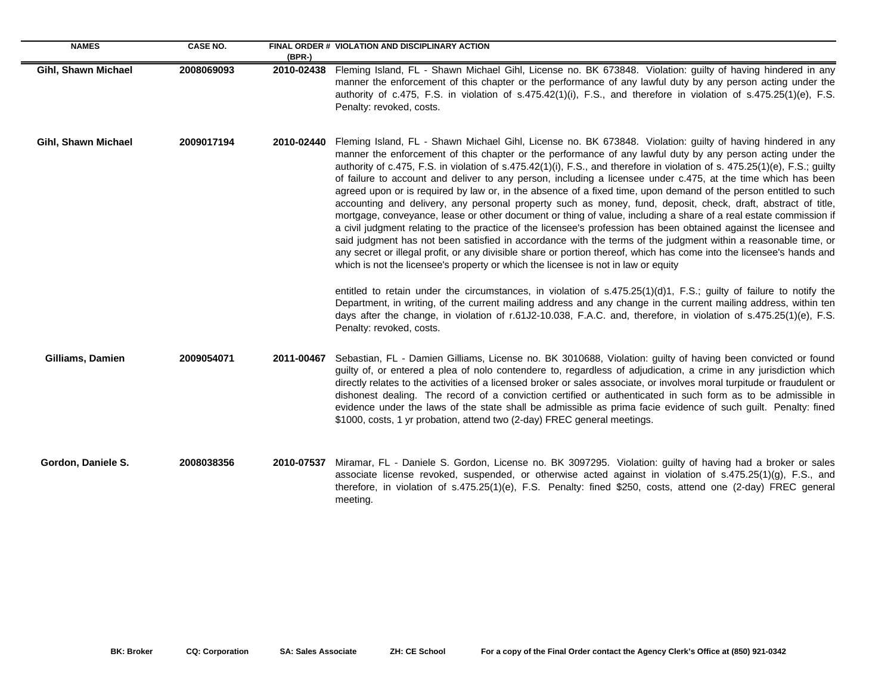| NAMES | CASE NO. | FINAL ORDER # (BPR-) | VIOLATION AND DISCIPLINARY ACTION |
|---|---|---|---|
| **Gihl, Shawn Michael** | **2008069093** | **2010-02438** | Fleming Island, FL - Shawn Michael Gihl, License no. BK 673848. Violation: guilty of having hindered in any manner the enforcement of this chapter or the performance of any lawful duty by any person acting under the authority of c.475, F.S. in violation of s.475.42(1)(i), F.S., and therefore in violation of s.475.25(1)(e), F.S. Penalty: revoked, costs. |
| **Gihl, Shawn Michael** | **2009017194** | **2010-02440** | Fleming Island, FL - Shawn Michael Gihl, License no. BK 673848. Violation: guilty of having hindered in any manner the enforcement of this chapter or the performance of any lawful duty by any person acting under the authority of c.475, F.S. in violation of s.475.42(1)(i), F.S., and therefore in violation of s. 475.25(1)(e), F.S.; guilty of failure to account and deliver to any person, including a licensee under c.475, at the time which has been agreed upon or is required by law or, in the absence of a fixed time, upon demand of the person entitled to such accounting and delivery, any personal property such as money, fund, deposit, check, draft, abstract of title, mortgage, conveyance, lease or other document or thing of value, including a share of a real estate commission if a civil judgment relating to the practice of the licensee's profession has been obtained against the licensee and said judgment has not been satisfied in accordance with the terms of the judgment within a reasonable time, or any secret or illegal profit, or any divisible share or portion thereof, which has come into the licensee's hands and which is not the licensee's property or which the licensee is not in law or equity entitled to retain under the circumstances, in violation of s.475.25(1)(d)1, F.S.; guilty of failure to notify the Department, in writing, of the current mailing address and any change in the current mailing address, within ten days after the change, in violation of r.61J2-10.038, F.A.C. and, therefore, in violation of s.475.25(1)(e), F.S. Penalty: revoked, costs. |
| **Gilliams, Damien** | **2009054071** | **2011-00467** | Sebastian, FL - Damien Gilliams, License no. BK 3010688, Violation: guilty of having been convicted or found guilty of, or entered a plea of nolo contendere to, regardless of adjudication, a crime in any jurisdiction which directly relates to the activities of a licensed broker or sales associate, or involves moral turpitude or fraudulent or dishonest dealing. The record of a conviction certified or authenticated in such form as to be admissible in evidence under the laws of the state shall be admissible as prima facie evidence of such guilt. Penalty: fined $1000, costs, 1 yr probation, attend two (2-day) FREC general meetings. |
| **Gordon, Daniele S.** | **2008038356** | **2010-07537** | Miramar, FL - Daniele S. Gordon, License no. BK 3097295. Violation: guilty of having had a broker or sales associate license revoked, suspended, or otherwise acted against in violation of s.475.25(1)(g), F.S., and therefore, in violation of s.475.25(1)(e), F.S. Penalty: fined $250, costs, attend one (2-day) FREC general meeting. |

**BK: Broker** **CQ: Corporation** **SA: Sales Associate** **ZH: CE School** **For a copy of the Final Order contact the Agency Clerk's Office at (850) 921-0342**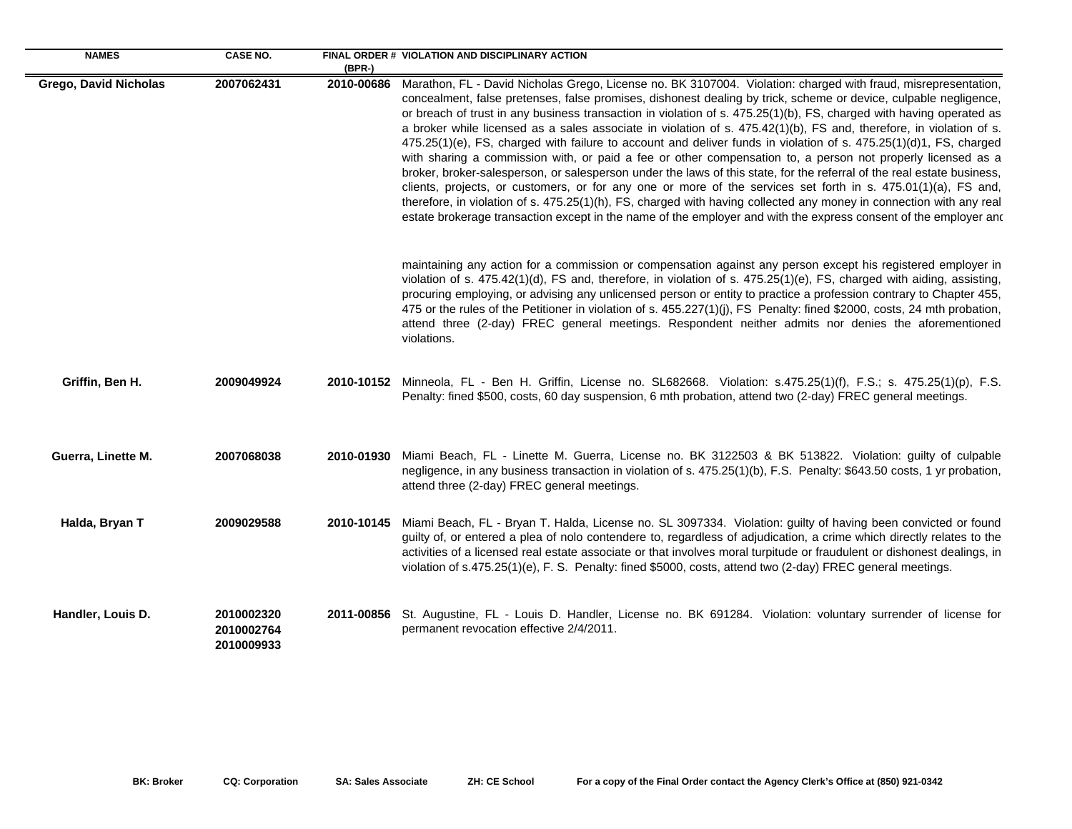| NAMES | CASE NO. | FINAL ORDER # (BPR-) | VIOLATION AND DISCIPLINARY ACTION |
| --- | --- | --- | --- |
| **Grego, David Nicholas** | **2007062431** | **2010-00686** | Marathon, FL - David Nicholas Grego, License no. BK 3107004. Violation: charged with fraud, misrepresentation, concealment, false pretenses, false promises, dishonest dealing by trick, scheme or device, culpable negligence, or breach of trust in any business transaction in violation of s. 475.25(1)(b), FS, charged with having operated as a broker while licensed as a sales associate in violation of s. 475.42(1)(b), FS and, therefore, in violation of s. 475.25(1)(e), FS, charged with failure to account and deliver funds in violation of s. 475.25(1)(d)1, FS, charged with sharing a commission with, or paid a fee or other compensation to, a person not properly licensed as a broker, broker-salesperson, or salesperson under the laws of this state, for the referral of the real estate business, clients, projects, or customers, or for any one or more of the services set forth in s. 475.01(1)(a), FS and, therefore, in violation of s. 475.25(1)(h), FS, charged with having collected any money in connection with any real estate brokerage transaction except in the name of the employer and with the express consent of the employer and maintaining any action for a commission or compensation against any person except his registered employer in violation of s. 475.42(1)(d), FS and, therefore, in violation of s. 475.25(1)(e), FS, charged with aiding, assisting, procuring employing, or advising any unlicensed person or entity to practice a profession contrary to Chapter 455, 475 or the rules of the Petitioner in violation of s. 455.227(1)(j), FS Penalty: fined $2000, costs, 24 mth probation, attend three (2-day) FREC general meetings. Respondent neither admits nor denies the aforementioned violations. |
| **Griffin, Ben H.** | **2009049924** | **2010-10152** | Minneola, FL - Ben H. Griffin, License no. SL682668. Violation: s.475.25(1)(f), F.S.; s. 475.25(1)(p), F.S. Penalty: fined $500, costs, 60 day suspension, 6 mth probation, attend two (2-day) FREC general meetings. |
| **Guerra, Linette M.** | **2007068038** | **2010-01930** | Miami Beach, FL - Linette M. Guerra, License no. BK 3122503 & BK 513822. Violation: guilty of culpable negligence, in any business transaction in violation of s. 475.25(1)(b), F.S. Penalty: $643.50 costs, 1 yr probation, attend three (2-day) FREC general meetings. |
| **Halda, Bryan T** | **2009029588** | **2010-10145** | Miami Beach, FL - Bryan T. Halda, License no. SL 3097334. Violation: guilty of having been convicted or found guilty of, or entered a plea of nolo contendere to, regardless of adjudication, a crime which directly relates to the activities of a licensed real estate associate or that involves moral turpitude or fraudulent or dishonest dealings, in violation of s.475.25(1)(e), F. S. Penalty: fined $5000, costs, attend two (2-day) FREC general meetings. |
| **Handler, Louis D.** | **2010002320 2010002764 2010009933** | **2011-00856** | St. Augustine, FL - Louis D. Handler, License no. BK 691284. Violation: voluntary surrender of license for permanent revocation effective 2/4/2011. |

**BK: Broker** **CQ: Corporation** **SA: Sales Associate** **ZH: CE School** **For a copy of the Final Order contact the Agency Clerk's Office at (850) 921-0342**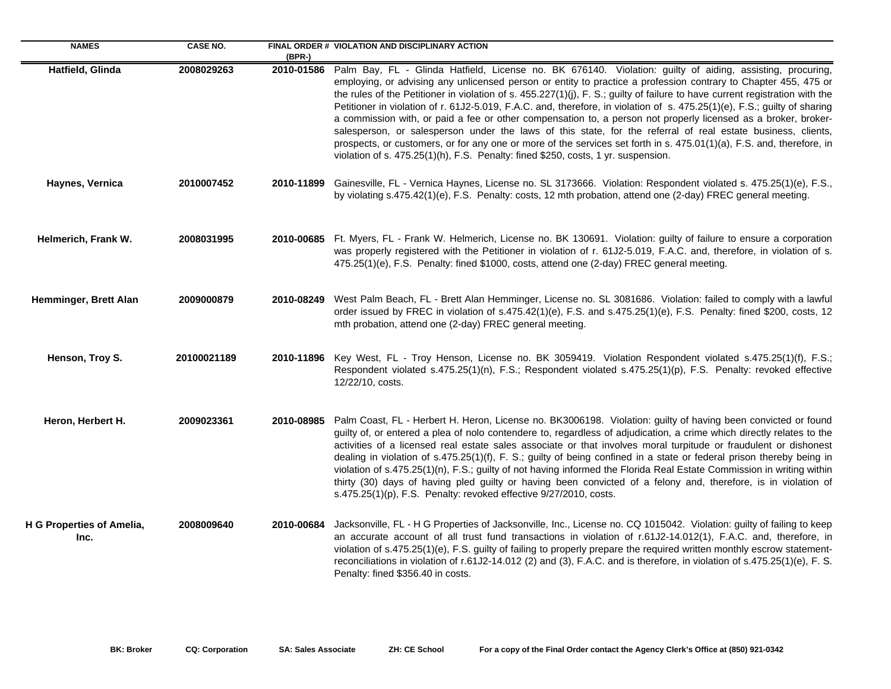| NAMES | CASE NO. | FINAL ORDER # (BPR-) | VIOLATION AND DISCIPLINARY ACTION |
|---|---|---|---|
| Hatfield, Glinda | 2008029263 | 2010-01586 | Palm Bay, FL - Glinda Hatfield, License no. BK 676140. Violation: guilty of aiding, assisting, procuring, employing, or advising any unlicensed person or entity to practice a profession contrary to Chapter 455, 475 or the rules of the Petitioner in violation of s. 455.227(1)(j), F. S.; guilty of failure to have current registration with the Petitioner in violation of r. 61J2-5.019, F.A.C. and, therefore, in violation of s. 475.25(1)(e), F.S.; guilty of sharing a commission with, or paid a fee or other compensation to, a person not properly licensed as a broker, broker-salesperson, or salesperson under the laws of this state, for the referral of real estate business, clients, prospects, or customers, or for any one or more of the services set forth in s. 475.01(1)(a), F.S. and, therefore, in violation of s. 475.25(1)(h), F.S. Penalty: fined $250, costs, 1 yr. suspension. |
| Haynes, Vernica | 2010007452 | 2010-11899 | Gainesville, FL - Vernica Haynes, License no. SL 3173666. Violation: Respondent violated s. 475.25(1)(e), F.S., by violating s.475.42(1)(e), F.S. Penalty: costs, 12 mth probation, attend one (2-day) FREC general meeting. |
| Helmerich, Frank W. | 2008031995 | 2010-00685 | Ft. Myers, FL - Frank W. Helmerich, License no. BK 130691. Violation: guilty of failure to ensure a corporation was properly registered with the Petitioner in violation of r. 61J2-5.019, F.A.C. and, therefore, in violation of s. 475.25(1)(e), F.S. Penalty: fined $1000, costs, attend one (2-day) FREC general meeting. |
| Hemminger, Brett Alan | 2009000879 | 2010-08249 | West Palm Beach, FL - Brett Alan Hemminger, License no. SL 3081686. Violation: failed to comply with a lawful order issued by FREC in violation of s.475.42(1)(e), F.S. and s.475.25(1)(e), F.S. Penalty: fined $200, costs, 12 mth probation, attend one (2-day) FREC general meeting. |
| Henson, Troy S. | 20100021189 | 2010-11896 | Key West, FL - Troy Henson, License no. BK 3059419. Violation Respondent violated s.475.25(1)(f), F.S.; Respondent violated s.475.25(1)(n), F.S.; Respondent violated s.475.25(1)(p), F.S. Penalty: revoked effective 12/22/10, costs. |
| Heron, Herbert H. | 2009023361 | 2010-08985 | Palm Coast, FL - Herbert H. Heron, License no. BK3006198. Violation: guilty of having been convicted or found guilty of, or entered a plea of nolo contendere to, regardless of adjudication, a crime which directly relates to the activities of a licensed real estate sales associate or that involves moral turpitude or fraudulent or dishonest dealing in violation of s.475.25(1)(f), F. S.; guilty of being confined in a state or federal prison thereby being in violation of s.475.25(1)(n), F.S.; guilty of not having informed the Florida Real Estate Commission in writing within thirty (30) days of having pled guilty or having been convicted of a felony and, therefore, is in violation of s.475.25(1)(p), F.S. Penalty: revoked effective 9/27/2010, costs. |
| H G Properties of Amelia, Inc. | 2008009640 | 2010-00684 | Jacksonville, FL - H G Properties of Jacksonville, Inc., License no. CQ 1015042. Violation: guilty of failing to keep an accurate account of all trust fund transactions in violation of r.61J2-14.012(1), F.A.C. and, therefore, in violation of s.475.25(1)(e), F.S. guilty of failing to properly prepare the required written monthly escrow statement-reconciliations in violation of r.61J2-14.012 (2) and (3), F.A.C. and is therefore, in violation of s.475.25(1)(e), F. S. Penalty: fined $356.40 in costs. |

**BK: Broker** **CQ: Corporation** **SA: Sales Associate** **ZH: CE School** **For a copy of the Final Order contact the Agency Clerk's Office at (850) 921-0342**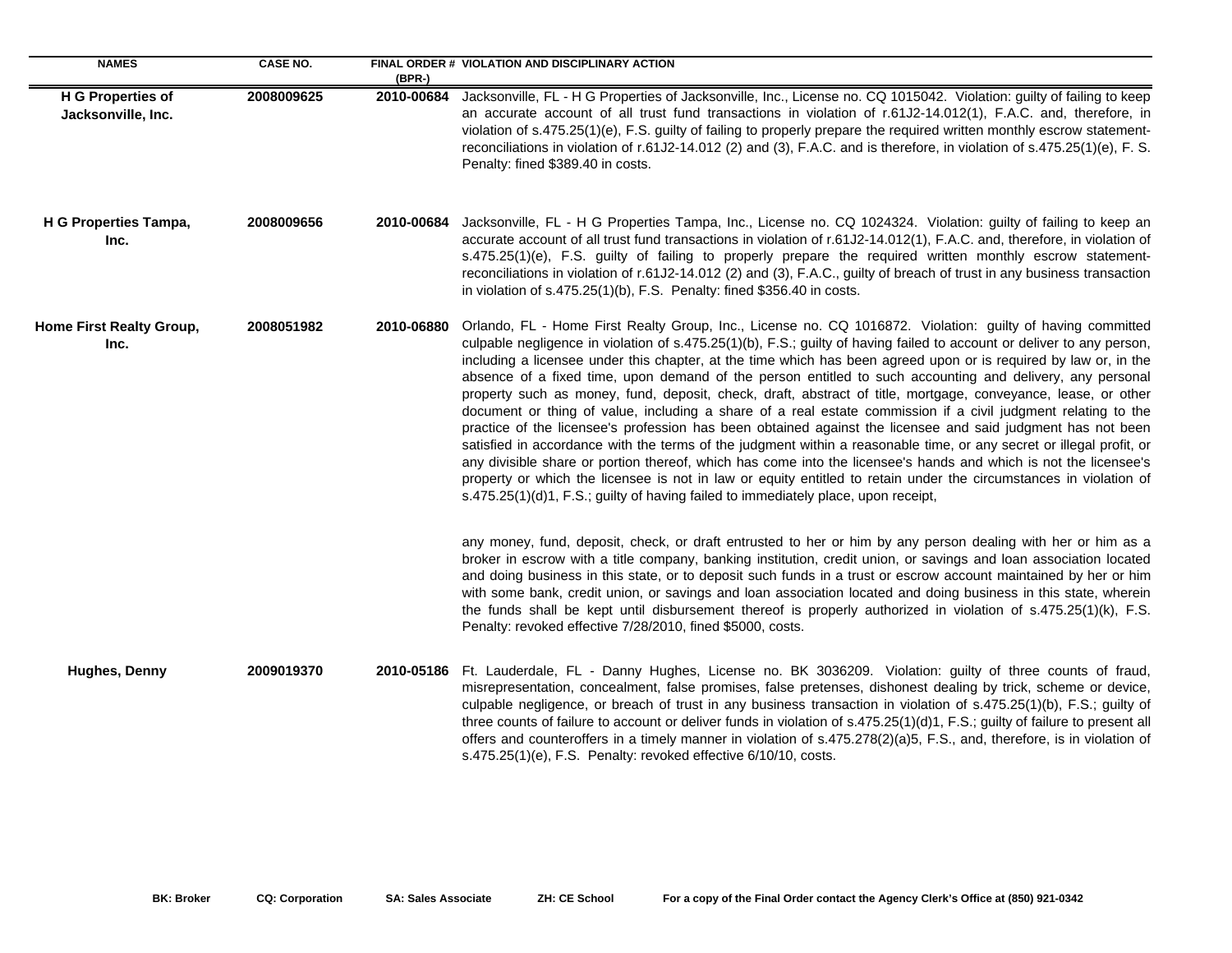| NAMES | CASE NO. | FINAL ORDER # (BPR-) | VIOLATION AND DISCIPLINARY ACTION |
| --- | --- | --- | --- |
| **H G Properties of Jacksonville, Inc.** | **2008009625** | **2010-00684** | Jacksonville, FL - H G Properties of Jacksonville, Inc., License no. CQ 1015042. Violation: guilty of failing to keep an accurate account of all trust fund transactions in violation of r.61J2-14.012(1), F.A.C. and, therefore, in violation of s.475.25(1)(e), F.S. guilty of failing to properly prepare the required written monthly escrow statement-reconciliations in violation of r.61J2-14.012 (2) and (3), F.A.C. and is therefore, in violation of s.475.25(1)(e), F. S. Penalty: fined $389.40 in costs. |
| **H G Properties Tampa, Inc.** | **2008009656** | **2010-00684** | Jacksonville, FL - H G Properties Tampa, Inc., License no. CQ 1024324. Violation: guilty of failing to keep an accurate account of all trust fund transactions in violation of r.61J2-14.012(1), F.A.C. and, therefore, in violation of s.475.25(1)(e), F.S. guilty of failing to properly prepare the required written monthly escrow statement-reconciliations in violation of r.61J2-14.012 (2) and (3), F.A.C., guilty of breach of trust in any business transaction in violation of s.475.25(1)(b), F.S. Penalty: fined $356.40 in costs. |
| **Home First Realty Group, Inc.** | **2008051982** | **2010-06880** | Orlando, FL - Home First Realty Group, Inc., License no. CQ 1016872. Violation: guilty of having committed culpable negligence in violation of s.475.25(1)(b), F.S.; guilty of having failed to account or deliver to any person, including a licensee under this chapter, at the time which has been agreed upon or is required by law or, in the absence of a fixed time, upon demand of the person entitled to such accounting and delivery, any personal property such as money, fund, deposit, check, draft, abstract of title, mortgage, conveyance, lease, or other document or thing of value, including a share of a real estate commission if a civil judgment relating to the practice of the licensee's profession has been obtained against the licensee and said judgment has not been satisfied in accordance with the terms of the judgment within a reasonable time, or any secret or illegal profit, or any divisible share or portion thereof, which has come into the licensee's hands and which is not the licensee's property or which the licensee is not in law or equity entitled to retain under the circumstances in violation of s.475.25(1)(d)1, F.S.; guilty of having failed to immediately place, upon receipt, any money, fund, deposit, check, or draft entrusted to her or him by any person dealing with her or him as a broker in escrow with a title company, banking institution, credit union, or savings and loan association located and doing business in this state, or to deposit such funds in a trust or escrow account maintained by her or him with some bank, credit union, or savings and loan association located and doing business in this state, wherein the funds shall be kept until disbursement thereof is properly authorized in violation of s.475.25(1)(k), F.S. Penalty: revoked effective 7/28/2010, fined $5000, costs. |
| **Hughes, Denny** | **2009019370** | **2010-05186** | Ft. Lauderdale, FL - Danny Hughes, License no. BK 3036209. Violation: guilty of three counts of fraud, misrepresentation, concealment, false promises, false pretenses, dishonest dealing by trick, scheme or device, culpable negligence, or breach of trust in any business transaction in violation of s.475.25(1)(b), F.S.; guilty of three counts of failure to account or deliver funds in violation of s.475.25(1)(d)1, F.S.; guilty of failure to present all offers and counteroffers in a timely manner in violation of s.475.278(2)(a)5, F.S., and, therefore, is in violation of s.475.25(1)(e), F.S. Penalty: revoked effective 6/10/10, costs. |

**BK: Broker** **CQ: Corporation** **SA: Sales Associate** **ZH: CE School** **For a copy of the Final Order contact the Agency Clerk's Office at (850) 921-0342**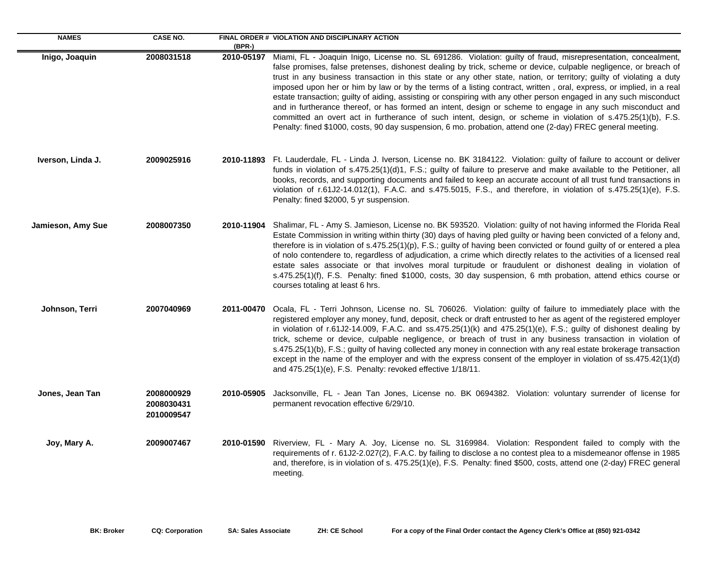| NAMES | CASE NO. | FINAL ORDER # (BPR-) | VIOLATION AND DISCIPLINARY ACTION |
|---|---|---|---|
| **Inigo, Joaquin** | **2008031518** | **2010-05197** | Miami, FL - Joaquin Inigo, License no. SL 691286. Violation: guilty of fraud, misrepresentation, concealment, false promises, false pretenses, dishonest dealing by trick, scheme or device, culpable negligence, or breach of trust in any business transaction in this state or any other state, nation, or territory; guilty of violating a duty imposed upon her or him by law or by the terms of a listing contract, written , oral, express, or implied, in a real estate transaction; guilty of aiding, assisting or conspiring with any other person engaged in any such misconduct and in furtherance thereof, or has formed an intent, design or scheme to engage in any such misconduct and committed an overt act in furtherance of such intent, design, or scheme in violation of s.475.25(1)(b), F.S. Penalty: fined $1000, costs, 90 day suspension, 6 mo. probation, attend one (2-day) FREC general meeting. |
| **Iverson, Linda J.** | **2009025916** | **2010-11893** | Ft. Lauderdale, FL - Linda J. Iverson, License no. BK 3184122. Violation: guilty of failure to account or deliver funds in violation of s.475.25(1)(d)1, F.S.; guilty of failure to preserve and make available to the Petitioner, all books, records, and supporting documents and failed to keep an accurate account of all trust fund transactions in violation of r.61J2-14.012(1), F.A.C. and s.475.5015, F.S., and therefore, in violation of s.475.25(1)(e), F.S. Penalty: fined $2000, 5 yr suspension. |
| **Jamieson, Amy Sue** | **2008007350** | **2010-11904** | Shalimar, FL - Amy S. Jamieson, License no. BK 593520. Violation: guilty of not having informed the Florida Real Estate Commission in writing within thirty (30) days of having pled guilty or having been convicted of a felony and, therefore is in violation of s.475.25(1)(p), F.S.; guilty of having been convicted or found guilty of or entered a plea of nolo contendere to, regardless of adjudication, a crime which directly relates to the activities of a licensed real estate sales associate or that involves moral turpitude or fraudulent or dishonest dealing in violation of s.475.25(1)(f), F.S. Penalty: fined $1000, costs, 30 day suspension, 6 mth probation, attend ethics course or courses totaling at least 6 hrs. |
| **Johnson, Terri** | **2007040969** | **2011-00470** | Ocala, FL - Terri Johnson, License no. SL 706026. Violation: guilty of failure to immediately place with the registered employer any money, fund, deposit, check or draft entrusted to her as agent of the registered employer in violation of r.61J2-14.009, F.A.C. and ss.475.25(1)(k) and 475.25(1)(e), F.S.; guilty of dishonest dealing by trick, scheme or device, culpable negligence, or breach of trust in any business transaction in violation of s.475.25(1)(b), F.S.; guilty of having collected any money in connection with any real estate brokerage transaction except in the name of the employer and with the express consent of the employer in violation of ss.475.42(1)(d) and 475.25(1)(e), F.S. Penalty: revoked effective 1/18/11. |
| **Jones, Jean Tan** | **2008000929**<br>**2008030431**<br>**2010009547** | **2010-05905** | Jacksonville, FL - Jean Tan Jones, License no. BK 0694382. Violation: voluntary surrender of license for permanent revocation effective 6/29/10. |
| **Joy, Mary A.** | **2009007467** | **2010-01590** | Riverview, FL - Mary A. Joy, License no. SL 3169984. Violation: Respondent failed to comply with the requirements of r. 61J2-2.027(2), F.A.C. by failing to disclose a no contest plea to a misdemeanor offense in 1985 and, therefore, is in violation of s. 475.25(1)(e), F.S. Penalty: fined $500, costs, attend one (2-day) FREC general meeting. |

**BK: Broker** **CQ: Corporation** **SA: Sales Associate** **ZH: CE School** **For a copy of the Final Order contact the Agency Clerk's Office at (850) 921-0342**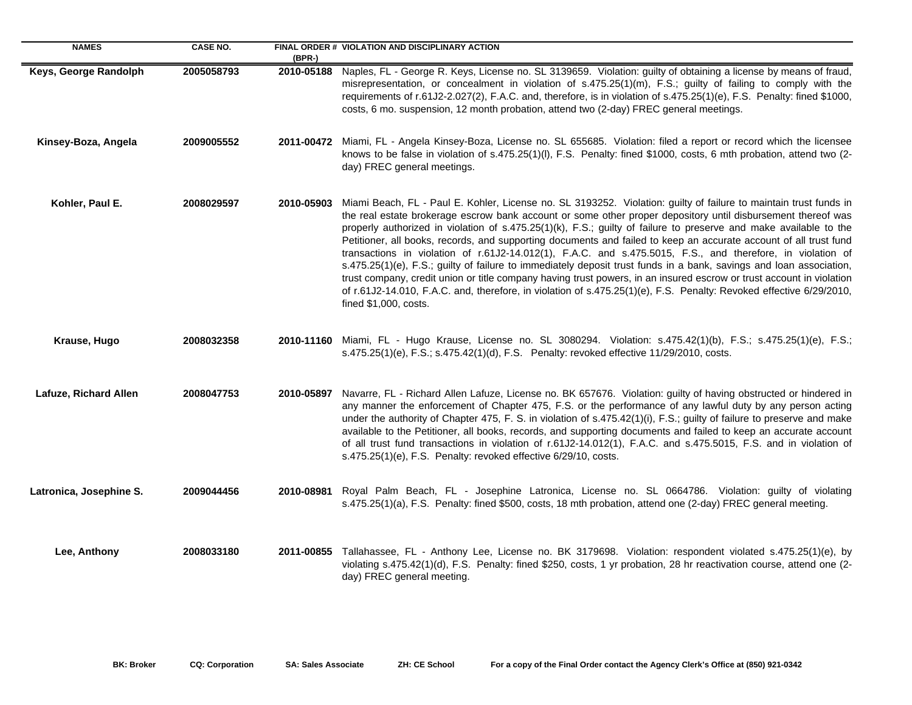| NAMES | CASE NO. | FINAL ORDER # (BPR-) | VIOLATION AND DISCIPLINARY ACTION |
|---|---|---|---|
| **Keys, George Randolph** | **2005058793** | **2010-05188** | Naples, FL - George R. Keys, License no. SL 3139659. Violation: guilty of obtaining a license by means of fraud, misrepresentation, or concealment in violation of s.475.25(1)(m), F.S.; guilty of failing to comply with the requirements of r.61J2-2.027(2), F.A.C. and, therefore, is in violation of s.475.25(1)(e), F.S. Penalty: fined $1000, costs, 6 mo. suspension, 12 month probation, attend two (2-day) FREC general meetings. |
| **Kinsey-Boza, Angela** | **2009005552** | **2011-00472** | Miami, FL - Angela Kinsey-Boza, License no. SL 655685. Violation: filed a report or record which the licensee knows to be false in violation of s.475.25(1)(l), F.S. Penalty: fined $1000, costs, 6 mth probation, attend two (2-day) FREC general meetings. |
| **Kohler, Paul E.** | **2008029597** | **2010-05903** | Miami Beach, FL - Paul E. Kohler, License no. SL 3193252. Violation: guilty of failure to maintain trust funds in the real estate brokerage escrow bank account or some other proper depository until disbursement thereof was properly authorized in violation of s.475.25(1)(k), F.S.; guilty of failure to preserve and make available to the Petitioner, all books, records, and supporting documents and failed to keep an accurate account of all trust fund transactions in violation of r.61J2-14.012(1), F.A.C. and s.475.5015, F.S., and therefore, in violation of s.475.25(1)(e), F.S.; guilty of failure to immediately deposit trust funds in a bank, savings and loan association, trust company, credit union or title company having trust powers, in an insured escrow or trust account in violation of r.61J2-14.010, F.A.C. and, therefore, in violation of s.475.25(1)(e), F.S. Penalty: Revoked effective 6/29/2010, fined $1,000, costs. |
| **Krause, Hugo** | **2008032358** | **2010-11160** | Miami, FL - Hugo Krause, License no. SL 3080294. Violation: s.475.42(1)(b), F.S.; s.475.25(1)(e), F.S.; s.475.25(1)(e), F.S.; s.475.42(1)(d), F.S. Penalty: revoked effective 11/29/2010, costs. |
| **Lafuze, Richard Allen** | **2008047753** | **2010-05897** | Navarre, FL - Richard Allen Lafuze, License no. BK 657676. Violation: guilty of having obstructed or hindered in any manner the enforcement of Chapter 475, F.S. or the performance of any lawful duty by any person acting under the authority of Chapter 475, F. S. in violation of s.475.42(1)(i), F.S.; guilty of failure to preserve and make available to the Petitioner, all books, records, and supporting documents and failed to keep an accurate account of all trust fund transactions in violation of r.61J2-14.012(1), F.A.C. and s.475.5015, F.S. and in violation of s.475.25(1)(e), F.S. Penalty: revoked effective 6/29/10, costs. |
| **Latronica, Josephine S.** | **2009044456** | **2010-08981** | Royal Palm Beach, FL - Josephine Latronica, License no. SL 0664786. Violation: guilty of violating s.475.25(1)(a), F.S. Penalty: fined $500, costs, 18 mth probation, attend one (2-day) FREC general meeting. |
| **Lee, Anthony** | **2008033180** | **2011-00855** | Tallahassee, FL - Anthony Lee, License no. BK 3179698. Violation: respondent violated s.475.25(1)(e), by violating s.475.42(1)(d), F.S. Penalty: fined $250, costs, 1 yr probation, 28 hr reactivation course, attend one (2-day) FREC general meeting. |

**BK: Broker** **CQ: Corporation** **SA: Sales Associate** **ZH: CE School** **For a copy of the Final Order contact the Agency Clerk's Office at (850) 921-0342**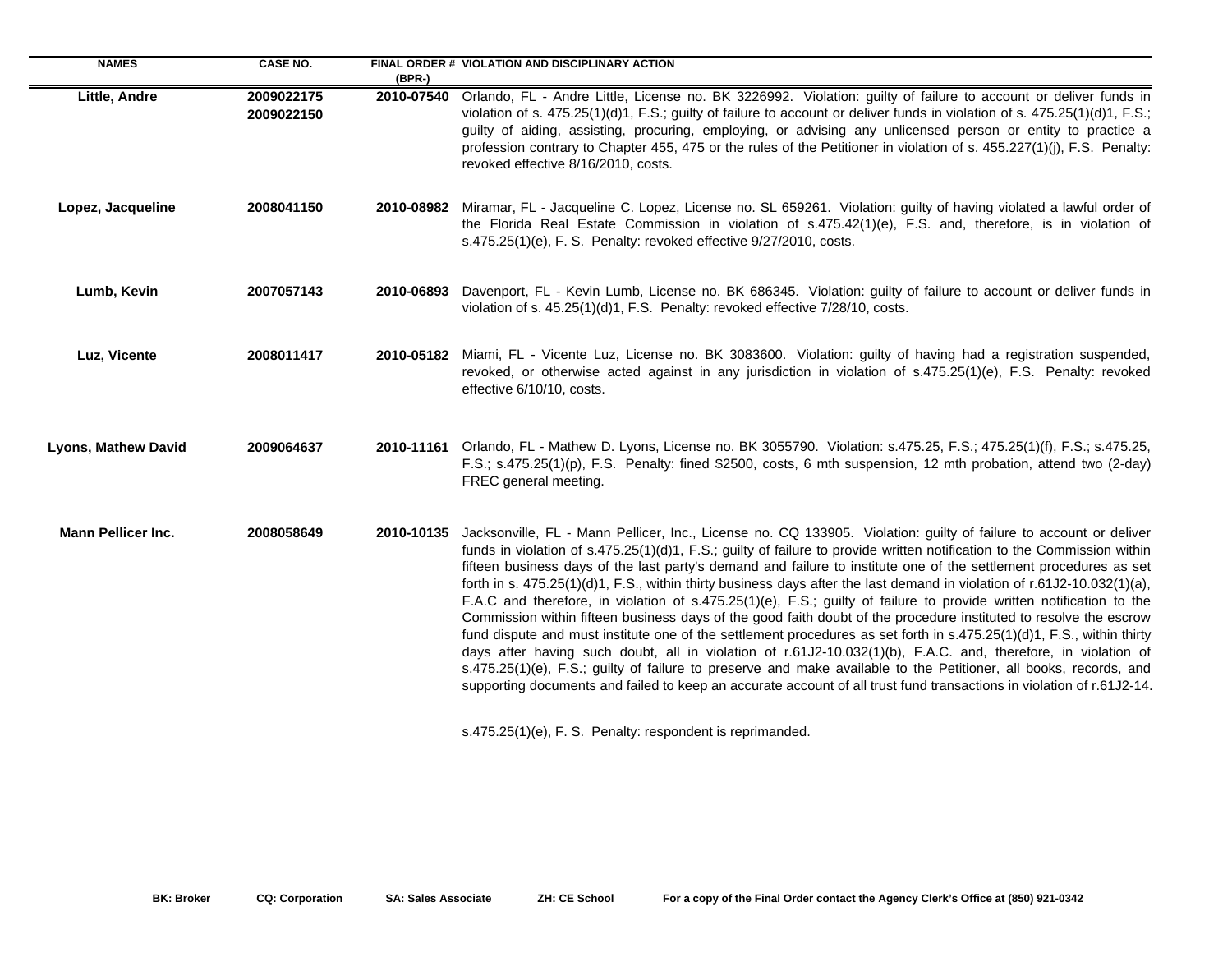| NAMES | CASE NO. | FINAL ORDER # (BPR-) | VIOLATION AND DISCIPLINARY ACTION |
|---|---|---|---|
| **Little, Andre** | **2009022175 2009022150** | **2010-07540** | Orlando, FL - Andre Little, License no. BK 3226992. Violation: guilty of failure to account or deliver funds in violation of s. 475.25(1)(d)1, F.S.; guilty of failure to account or deliver funds in violation of s. 475.25(1)(d)1, F.S.; guilty of aiding, assisting, procuring, employing, or advising any unlicensed person or entity to practice a profession contrary to Chapter 455, 475 or the rules of the Petitioner in violation of s. 455.227(1)(j), F.S. Penalty: revoked effective 8/16/2010, costs. |
| **Lopez, Jacqueline** | **2008041150** | **2010-08982** | Miramar, FL - Jacqueline C. Lopez, License no. SL 659261. Violation: guilty of having violated a lawful order of the Florida Real Estate Commission in violation of s.475.42(1)(e), F.S. and, therefore, is in violation of s.475.25(1)(e), F. S. Penalty: revoked effective 9/27/2010, costs. |
| **Lumb, Kevin** | **2007057143** | **2010-06893** | Davenport, FL - Kevin Lumb, License no. BK 686345. Violation: guilty of failure to account or deliver funds in violation of s. 45.25(1)(d)1, F.S. Penalty: revoked effective 7/28/10, costs. |
| **Luz, Vicente** | **2008011417** | **2010-05182** | Miami, FL - Vicente Luz, License no. BK 3083600. Violation: guilty of having had a registration suspended, revoked, or otherwise acted against in any jurisdiction in violation of s.475.25(1)(e), F.S. Penalty: revoked effective 6/10/10, costs. |
| **Lyons, Mathew David** | **2009064637** | **2010-11161** | Orlando, FL - Mathew D. Lyons, License no. BK 3055790. Violation: s.475.25, F.S.; 475.25(1)(f), F.S.; s.475.25, F.S.; s.475.25(1)(p), F.S. Penalty: fined $2500, costs, 6 mth suspension, 12 mth probation, attend two (2-day) FREC general meeting. |
| **Mann Pellicer Inc.** | **2008058649** | **2010-10135** | Jacksonville, FL - Mann Pellicer, Inc., License no. CQ 133905. Violation: guilty of failure to account or deliver funds in violation of s.475.25(1)(d)1, F.S.; guilty of failure to provide written notification to the Commission within fifteen business days of the last party's demand and failure to institute one of the settlement procedures as set forth in s. 475.25(1)(d)1, F.S., within thirty business days after the last demand in violation of r.61J2-10.032(1)(a), F.A.C and therefore, in violation of s.475.25(1)(e), F.S.; guilty of failure to provide written notification to the Commission within fifteen business days of the good faith doubt of the procedure instituted to resolve the escrow fund dispute and must institute one of the settlement procedures as set forth in s.475.25(1)(d)1, F.S., within thirty days after having such doubt, all in violation of r.61J2-10.032(1)(b), F.A.C. and, therefore, in violation of s.475.25(1)(e), F.S.; guilty of failure to preserve and make available to the Petitioner, all books, records, and supporting documents and failed to keep an accurate account of all trust fund transactions in violation of r.61J2-14. s.475.25(1)(e), F. S. Penalty: respondent is reprimanded. |

**BK: Broker** **CQ: Corporation** **SA: Sales Associate** **ZH: CE School** **For a copy of the Final Order contact the Agency Clerk's Office at (850) 921-0342**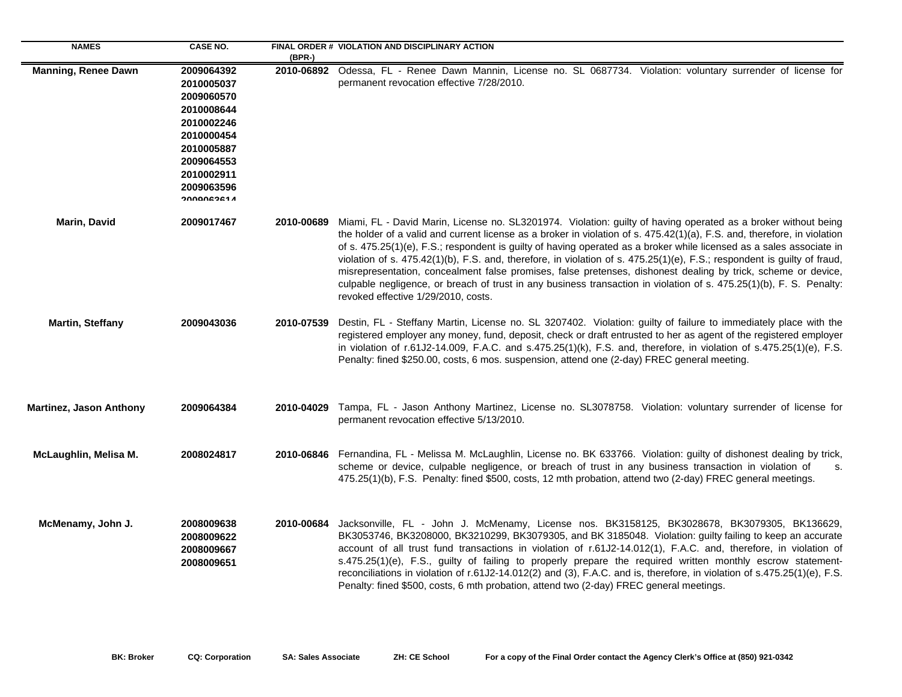| NAMES | CASE NO. | FINAL ORDER # (BPR-) | VIOLATION AND DISCIPLINARY ACTION |
|---|---|---|---|
| **Manning, Renee Dawn** | **2009064392**<br>**2010005037**<br>**2009060570**<br>**2010008644**<br>**2010002246**<br>**2010000454**<br>**2010005887**<br>**2009064553**<br>**2010002911**<br>**2009063596**<br>**2009063614** | **2010-06892** | Odessa, FL - Renee Dawn Mannin, License no. SL 0687734. Violation: voluntary surrender of license for permanent revocation effective 7/28/2010. |
| **Marin, David** | **2009017467** | **2010-00689** | Miami, FL - David Marin, License no. SL3201974. Violation: guilty of having operated as a broker without being the holder of a valid and current license as a broker in violation of s. 475.42(1)(a), F.S. and, therefore, in violation of s. 475.25(1)(e), F.S.; respondent is guilty of having operated as a broker while licensed as a sales associate in violation of s. 475.42(1)(b), F.S. and, therefore, in violation of s. 475.25(1)(e), F.S.; respondent is guilty of fraud, misrepresentation, concealment false promises, false pretenses, dishonest dealing by trick, scheme or device, culpable negligence, or breach of trust in any business transaction in violation of s. 475.25(1)(b), F. S. Penalty: revoked effective 1/29/2010, costs. |
| **Martin, Steffany** | **2009043036** | **2010-07539** | Destin, FL - Steffany Martin, License no. SL 3207402. Violation: guilty of failure to immediately place with the registered employer any money, fund, deposit, check or draft entrusted to her as agent of the registered employer in violation of r.61J2-14.009, F.A.C. and s.475.25(1)(k), F.S. and, therefore, in violation of s.475.25(1)(e), F.S. Penalty: fined $250.00, costs, 6 mos. suspension, attend one (2-day) FREC general meeting. |
| **Martinez, Jason Anthony** | **2009064384** | **2010-04029** | Tampa, FL - Jason Anthony Martinez, License no. SL3078758. Violation: voluntary surrender of license for permanent revocation effective 5/13/2010. |
| **McLaughlin, Melisa M.** | **2008024817** | **2010-06846** | Fernandina, FL - Melissa M. McLaughlin, License no. BK 633766. Violation: guilty of dishonest dealing by trick, scheme or device, culpable negligence, or breach of trust in any business transaction in violation of s. 475.25(1)(b), F.S. Penalty: fined $500, costs, 12 mth probation, attend two (2-day) FREC general meetings. |
| **McMenamy, John J.** | **2008009638**<br>**2008009622**<br>**2008009667**<br>**2008009651** | **2010-00684** | Jacksonville, FL - John J. McMenamy, License nos. BK3158125, BK3028678, BK3079305, BK136629, BK3053746, BK3208000, BK3210299, BK3079305, and BK 3185048. Violation: guilty failing to keep an accurate account of all trust fund transactions in violation of r.61J2-14.012(1), F.A.C. and, therefore, in violation of s.475.25(1)(e), F.S., guilty of failing to properly prepare the required written monthly escrow statement-reconciliations in violation of r.61J2-14.012(2) and (3), F.A.C. and is, therefore, in violation of s.475.25(1)(e), F.S. Penalty: fined $500, costs, 6 mth probation, attend two (2-day) FREC general meetings. |

**BK: Broker** **CQ: Corporation** **SA: Sales Associate** **ZH: CE School** **For a copy of the Final Order contact the Agency Clerk's Office at (850) 921-0342**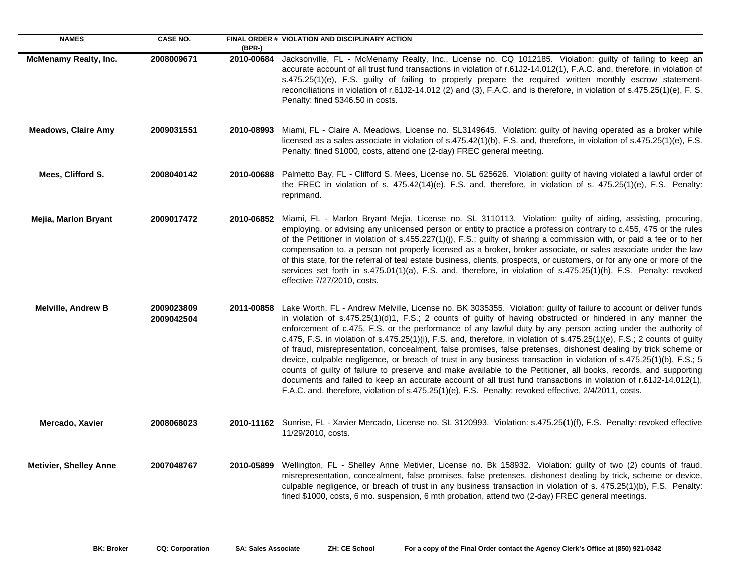| NAMES | CASE NO. | FINAL ORDER # (BPR-) | VIOLATION AND DISCIPLINARY ACTION |
|---|---|---|---|
| **McMenamy Realty, Inc.** | **2008009671** | **2010-00684** | Jacksonville, FL - McMenamy Realty, Inc., License no. CQ 1012185. Violation: guilty of failing to keep an accurate account of all trust fund transactions in violation of r.61J2-14.012(1), F.A.C. and, therefore, in violation of s.475.25(1)(e), F.S. guilty of failing to properly prepare the required written monthly escrow statement-reconciliations in violation of r.61J2-14.012 (2) and (3), F.A.C. and is therefore, in violation of s.475.25(1)(e), F. S. Penalty: fined $346.50 in costs. |
| **Meadows, Claire Amy** | **2009031551** | **2010-08993** | Miami, FL - Claire A. Meadows, License no. SL3149645. Violation: guilty of having operated as a broker while licensed as a sales associate in violation of s.475.42(1)(b), F.S. and, therefore, in violation of s.475.25(1)(e), F.S. Penalty: fined $1000, costs, attend one (2-day) FREC general meeting. |
| **Mees, Clifford S.** | **2008040142** | **2010-00688** | Palmetto Bay, FL - Clifford S. Mees, License no. SL 625626. Violation: guilty of having violated a lawful order of the FREC in violation of s. 475.42(14)(e), F.S. and, therefore, in violation of s. 475.25(1)(e), F.S. Penalty: reprimand. |
| **Mejia, Marlon Bryant** | **2009017472** | **2010-06852** | Miami, FL - Marlon Bryant Mejia, License no. SL 3110113. Violation: guilty of aiding, assisting, procuring, employing, or advising any unlicensed person or entity to practice a profession contrary to c.455, 475 or the rules of the Petitioner in violation of s.455.227(1)(j), F.S.; guilty of sharing a commission with, or paid a fee or to her compensation to, a person not properly licensed as a broker, broker associate, or sales associate under the law of this state, for the referral of teal estate business, clients, prospects, or customers, or for any one or more of the services set forth in s.475.01(1)(a), F.S. and, therefore, in violation of s.475.25(1)(h), F.S. Penalty: revoked effective 7/27/2010, costs. |
| **Melville, Andrew B** | **2009023809 2009042504** | **2011-00858** | Lake Worth, FL - Andrew Melville, License no. BK 3035355. Violation: guilty of failure to account or deliver funds in violation of s.475.25(1)(d)1, F.S.; 2 counts of guilty of having obstructed or hindered in any manner the enforcement of c.475, F.S. or the performance of any lawful duty by any person acting under the authority of c.475, F.S. in violation of s.475.25(1)(i), F.S. and, therefore, in violation of s.475.25(1)(e), F.S.; 2 counts of guilty of fraud, misrepresentation, concealment, false promises, false pretenses, dishonest dealing by trick scheme or device, culpable negligence, or breach of trust in any business transaction in violation of s.475.25(1)(b), F.S.; 5 counts of guilty of failure to preserve and make available to the Petitioner, all books, records, and supporting documents and failed to keep an accurate account of all trust fund transactions in violation of r.61J2-14.012(1), F.A.C. and, therefore, violation of s.475.25(1)(e), F.S. Penalty: revoked effective, 2/4/2011, costs. |
| **Mercado, Xavier** | **2008068023** | **2010-11162** | Sunrise, FL - Xavier Mercado, License no. SL 3120993. Violation: s.475.25(1)(f), F.S. Penalty: revoked effective 11/29/2010, costs. |
| **Metivier, Shelley Anne** | **2007048767** | **2010-05899** | Wellington, FL - Shelley Anne Metivier, License no. Bk 158932. Violation: guilty of two (2) counts of fraud, misrepresentation, concealment, false promises, false pretenses, dishonest dealing by trick, scheme or device, culpable negligence, or breach of trust in any business transaction in violation of s. 475.25(1)(b), F.S. Penalty: fined $1000, costs, 6 mo. suspension, 6 mth probation, attend two (2-day) FREC general meetings. |

**BK: Broker** **CQ: Corporation** **SA: Sales Associate** **ZH: CE School** **For a copy of the Final Order contact the Agency Clerk's Office at (850) 921-0342**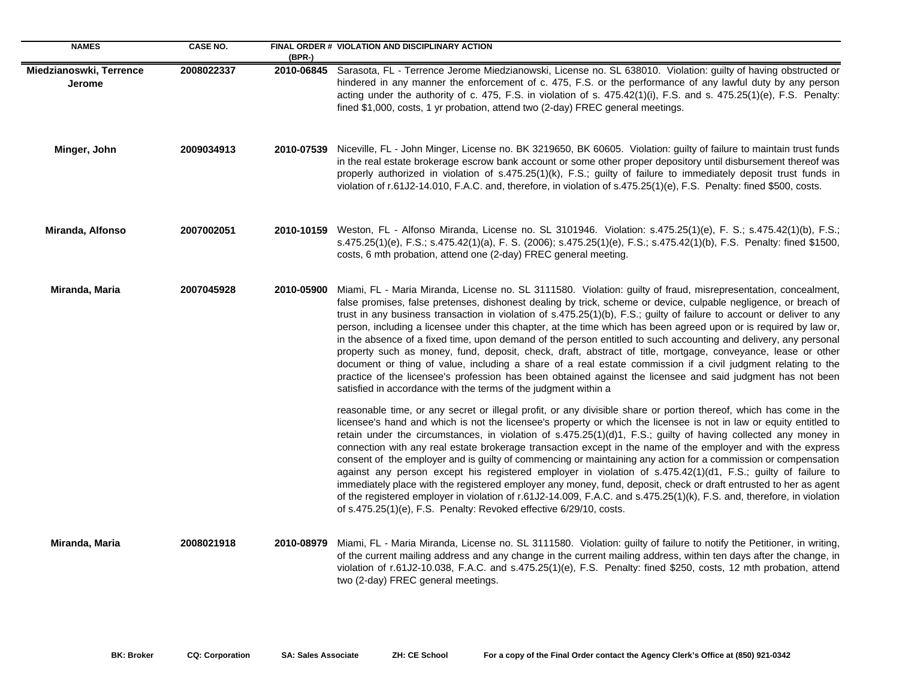| NAMES | CASE NO. | FINAL ORDER # (BPR-) | VIOLATION AND DISCIPLINARY ACTION |
| --- | --- | --- | --- |
| **Miedzianoswki, Terrence Jerome** | **2008022337** | **2010-06845** | Sarasota, FL - Terrence Jerome Miedzianowski, License no. SL 638010. Violation: guilty of having obstructed or hindered in any manner the enforcement of c. 475, F.S. or the performance of any lawful duty by any person acting under the authority of c. 475, F.S. in violation of s. 475.42(1)(i), F.S. and s. 475.25(1)(e), F.S. Penalty: fined $1,000, costs, 1 yr probation, attend two (2-day) FREC general meetings. |
| **Minger, John** | **2009034913** | **2010-07539** | Niceville, FL - John Minger, License no. BK 3219650, BK 60605. Violation: guilty of failure to maintain trust funds in the real estate brokerage escrow bank account or some other proper depository until disbursement thereof was properly authorized in violation of s.475.25(1)(k), F.S.; guilty of failure to immediately deposit trust funds in violation of r.61J2-14.010, F.A.C. and, therefore, in violation of s.475.25(1)(e), F.S. Penalty: fined $500, costs. |
| **Miranda, Alfonso** | **2007002051** | **2010-10159** | Weston, FL - Alfonso Miranda, License no. SL 3101946. Violation: s.475.25(1)(e), F. S.; s.475.42(1)(b), F.S.; s.475.25(1)(e), F.S.; s.475.42(1)(a), F. S. (2006); s.475.25(1)(e), F.S.; s.475.42(1)(b), F.S. Penalty: fined $1500, costs, 6 mth probation, attend one (2-day) FREC general meeting. |
| **Miranda, Maria** | **2007045928** | **2010-05900** | Miami, FL - Maria Miranda, License no. SL 3111580. Violation: guilty of fraud, misrepresentation, concealment, false promises, false pretenses, dishonest dealing by trick, scheme or device, culpable negligence, or breach of trust in any business transaction in violation of s.475.25(1)(b), F.S.; guilty of failure to account or deliver to any person, including a licensee under this chapter, at the time which has been agreed upon or is required by law or, in the absence of a fixed time, upon demand of the person entitled to such accounting and delivery, any personal property such as money, fund, deposit, check, draft, abstract of title, mortgage, conveyance, lease or other document or thing of value, including a share of a real estate commission if a civil judgment relating to the practice of the licensee's profession has been obtained against the licensee and said judgment has not been satisfied in accordance with the terms of the judgment within a reasonable time, or any secret or illegal profit, or any divisible share or portion thereof, which has come in the licensee's hand and which is not the licensee's property or which the licensee is not in law or equity entitled to retain under the circumstances, in violation of s.475.25(1)(d)1, F.S.; guilty of having collected any money in connection with any real estate brokerage transaction except in the name of the employer and with the express consent of the employer and is guilty of commencing or maintaining any action for a commission or compensation against any person except his registered employer in violation of s.475.42(1)(d1, F.S.; guilty of failure to immediately place with the registered employer any money, fund, deposit, check or draft entrusted to her as agent of the registered employer in violation of r.61J2-14.009, F.A.C. and s.475.25(1)(k), F.S. and, therefore, in violation of s.475.25(1)(e), F.S. Penalty: Revoked effective 6/29/10, costs. |
| **Miranda, Maria** | **2008021918** | **2010-08979** | Miami, FL - Maria Miranda, License no. SL 3111580. Violation: guilty of failure to notify the Petitioner, in writing, of the current mailing address and any change in the current mailing address, within ten days after the change, in violation of r.61J2-10.038, F.A.C. and s.475.25(1)(e), F.S. Penalty: fined $250, costs, 12 mth probation, attend two (2-day) FREC general meetings. |

**BK: Broker** **CQ: Corporation** **SA: Sales Associate** **ZH: CE School** **For a copy of the Final Order contact the Agency Clerk's Office at (850) 921-0342**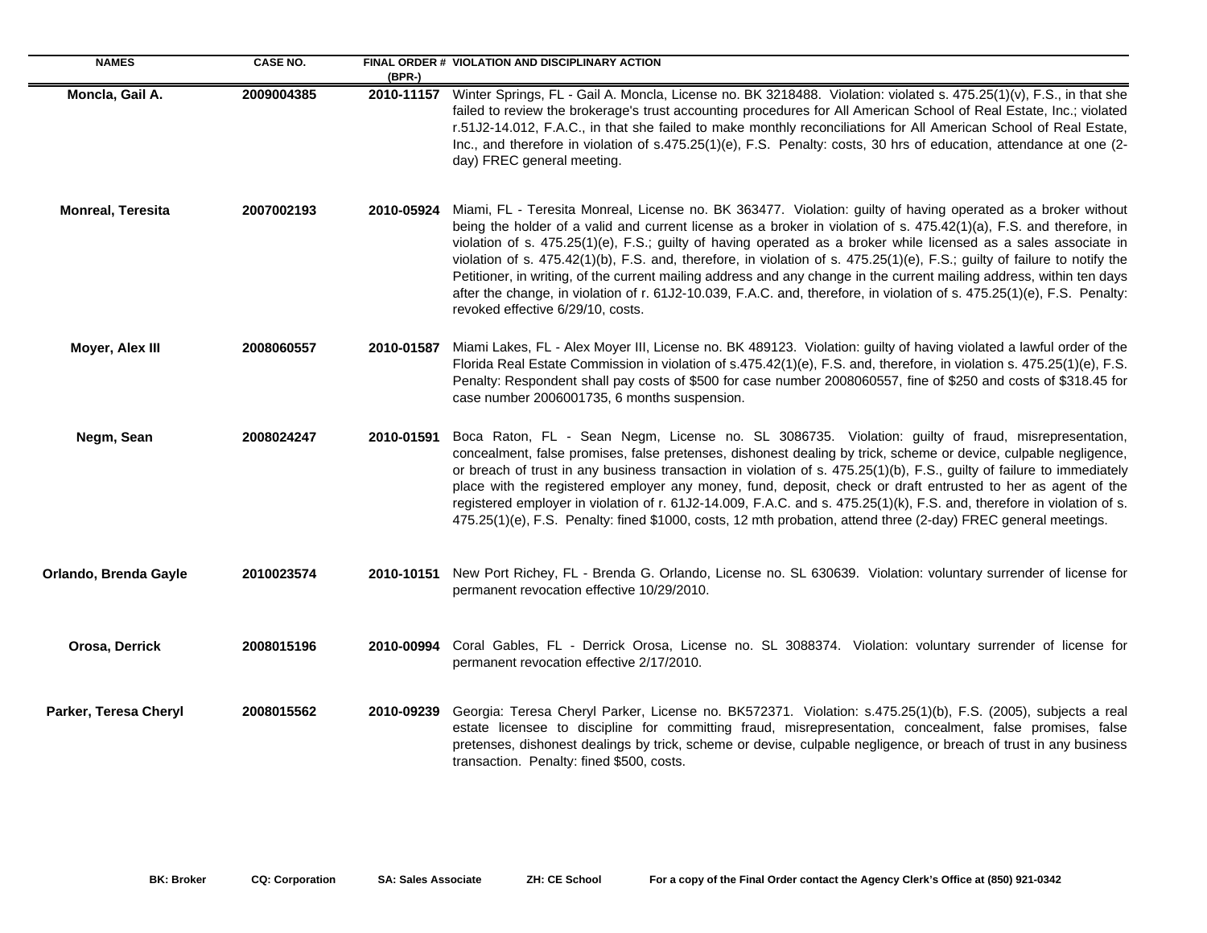| NAMES | CASE NO. | FINAL ORDER # (BPR-) | VIOLATION AND DISCIPLINARY ACTION |
|---|---|---|---|
| **Moncla, Gail A.** | **2009004385** | **2010-11157** | Winter Springs, FL - Gail A. Moncla, License no. BK 3218488. Violation: violated s. 475.25(1)(v), F.S., in that she failed to review the brokerage's trust accounting procedures for All American School of Real Estate, Inc.; violated r.51J2-14.012, F.A.C., in that she failed to make monthly reconciliations for All American School of Real Estate, Inc., and therefore in violation of s.475.25(1)(e), F.S. Penalty: costs, 30 hrs of education, attendance at one (2-day) FREC general meeting. |
| **Monreal, Teresita** | **2007002193** | **2010-05924** | Miami, FL - Teresita Monreal, License no. BK 363477. Violation: guilty of having operated as a broker without being the holder of a valid and current license as a broker in violation of s. 475.42(1)(a), F.S. and therefore, in violation of s. 475.25(1)(e), F.S.; guilty of having operated as a broker while licensed as a sales associate in violation of s. 475.42(1)(b), F.S. and, therefore, in violation of s. 475.25(1)(e), F.S.; guilty of failure to notify the Petitioner, in writing, of the current mailing address and any change in the current mailing address, within ten days after the change, in violation of r. 61J2-10.039, F.A.C. and, therefore, in violation of s. 475.25(1)(e), F.S. Penalty: revoked effective 6/29/10, costs. |
| **Moyer, Alex III** | **2008060557** | **2010-01587** | Miami Lakes, FL - Alex Moyer III, License no. BK 489123. Violation: guilty of having violated a lawful order of the Florida Real Estate Commission in violation of s.475.42(1)(e), F.S. and, therefore, in violation s. 475.25(1)(e), F.S. Penalty: Respondent shall pay costs of $500 for case number 2008060557, fine of $250 and costs of $318.45 for case number 2006001735, 6 months suspension. |
| **Negm, Sean** | **2008024247** | **2010-01591** | Boca Raton, FL - Sean Negm, License no. SL 3086735. Violation: guilty of fraud, misrepresentation, concealment, false promises, false pretenses, dishonest dealing by trick, scheme or device, culpable negligence, or breach of trust in any business transaction in violation of s. 475.25(1)(b), F.S., guilty of failure to immediately place with the registered employer any money, fund, deposit, check or draft entrusted to her as agent of the registered employer in violation of r. 61J2-14.009, F.A.C. and s. 475.25(1)(k), F.S. and, therefore in violation of s. 475.25(1)(e), F.S. Penalty: fined $1000, costs, 12 mth probation, attend three (2-day) FREC general meetings. |
| **Orlando, Brenda Gayle** | **2010023574** | **2010-10151** | New Port Richey, FL - Brenda G. Orlando, License no. SL 630639. Violation: voluntary surrender of license for permanent revocation effective 10/29/2010. |
| **Orosa, Derrick** | **2008015196** | **2010-00994** | Coral Gables, FL - Derrick Orosa, License no. SL 3088374. Violation: voluntary surrender of license for permanent revocation effective 2/17/2010. |
| **Parker, Teresa Cheryl** | **2008015562** | **2010-09239** | Georgia: Teresa Cheryl Parker, License no. BK572371. Violation: s.475.25(1)(b), F.S. (2005), subjects a real estate licensee to discipline for committing fraud, misrepresentation, concealment, false promises, false pretenses, dishonest dealings by trick, scheme or devise, culpable negligence, or breach of trust in any business transaction. Penalty: fined $500, costs. |

**BK: Broker** **CQ: Corporation** **SA: Sales Associate** **ZH: CE School** **For a copy of the Final Order contact the Agency Clerk's Office at (850) 921-0342**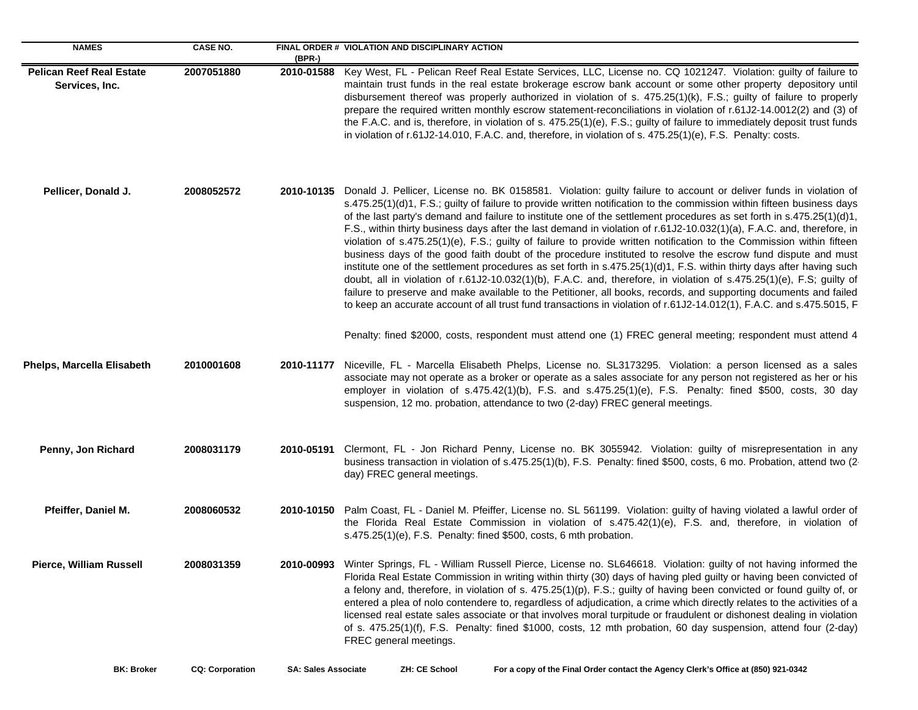| NAMES | CASE NO. | FINAL ORDER # (BPR-) | VIOLATION AND DISCIPLINARY ACTION |
|---|---|---|---|
| **Pelican Reef Real Estate Services, Inc.** | **2007051880** | **2010-01588** | Key West, FL - Pelican Reef Real Estate Services, LLC, License no. CQ 1021247. Violation: guilty of failure to maintain trust funds in the real estate brokerage escrow bank account or some other property depository until disbursement thereof was properly authorized in violation of s. 475.25(1)(k), F.S.; guilty of failure to properly prepare the required written monthly escrow statement-reconciliations in violation of r.61J2-14.0012(2) and (3) of the F.A.C. and is, therefore, in violation of s. 475.25(1)(e), F.S.; guilty of failure to immediately deposit trust funds in violation of r.61J2-14.010, F.A.C. and, therefore, in violation of s. 475.25(1)(e), F.S. Penalty: costs. |
| **Pellicer, Donald J.** | **2008052572** | **2010-10135** | Donald J. Pellicer, License no. BK 0158581. Violation: guilty failure to account or deliver funds in violation of s.475.25(1)(d)1, F.S.; guilty of failure to provide written notification to the commission within fifteen business days of the last party's demand and failure to institute one of the settlement procedures as set forth in s.475.25(1)(d)1, F.S., within thirty business days after the last demand in violation of r.61J2-10.032(1)(a), F.A.C. and, therefore, in violation of s.475.25(1)(e), F.S.; guilty of failure to provide written notification to the Commission within fifteen business days of the good faith doubt of the procedure instituted to resolve the escrow fund dispute and must institute one of the settlement procedures as set forth in s.475.25(1)(d)1, F.S. within thirty days after having such doubt, all in violation of r.61J2-10.032(1)(b), F.A.C. and, therefore, in violation of s.475.25(1)(e), F.S; guilty of failure to preserve and make available to the Petitioner, all books, records, and supporting documents and failed to keep an accurate account of all trust fund transactions in violation of r.61J2-14.012(1), F.A.C. and s.475.5015, F<br><br>Penalty: fined $2000, costs, respondent must attend one (1) FREC general meeting; respondent must attend 4 |
| **Phelps, Marcella Elisabeth** | **2010001608** | **2010-11177** | Niceville, FL - Marcella Elisabeth Phelps, License no. SL3173295. Violation: a person licensed as a sales associate may not operate as a broker or operate as a sales associate for any person not registered as her or his employer in violation of s.475.42(1)(b), F.S. and s.475.25(1)(e), F.S. Penalty: fined $500, costs, 30 day suspension, 12 mo. probation, attendance to two (2-day) FREC general meetings. |
| **Penny, Jon Richard** | **2008031179** | **2010-05191** | Clermont, FL - Jon Richard Penny, License no. BK 3055942. Violation: guilty of misrepresentation in any business transaction in violation of s.475.25(1)(b), F.S. Penalty: fined $500, costs, 6 mo. Probation, attend two (2-day) FREC general meetings. |
| **Pfeiffer, Daniel M.** | **2008060532** | **2010-10150** | Palm Coast, FL - Daniel M. Pfeiffer, License no. SL 561199. Violation: guilty of having violated a lawful order of the Florida Real Estate Commission in violation of s.475.42(1)(e), F.S. and, therefore, in violation of s.475.25(1)(e), F.S. Penalty: fined $500, costs, 6 mth probation. |
| **Pierce, William Russell** | **2008031359** | **2010-00993** | Winter Springs, FL - William Russell Pierce, License no. SL646618. Violation: guilty of not having informed the Florida Real Estate Commission in writing within thirty (30) days of having pled guilty or having been convicted of a felony and, therefore, in violation of s. 475.25(1)(p), F.S.; guilty of having been convicted or found guilty of, or entered a plea of nolo contendere to, regardless of adjudication, a crime which directly relates to the activities of a licensed real estate sales associate or that involves moral turpitude or fraudulent or dishonest dealing in violation of s. 475.25(1)(f), F.S. Penalty: fined $1000, costs, 12 mth probation, 60 day suspension, attend four (2-day) FREC general meetings. |

**BK: Broker** **CQ: Corporation** **SA: Sales Associate** **ZH: CE School** **For a copy of the Final Order contact the Agency Clerk's Office at (850) 921-0342**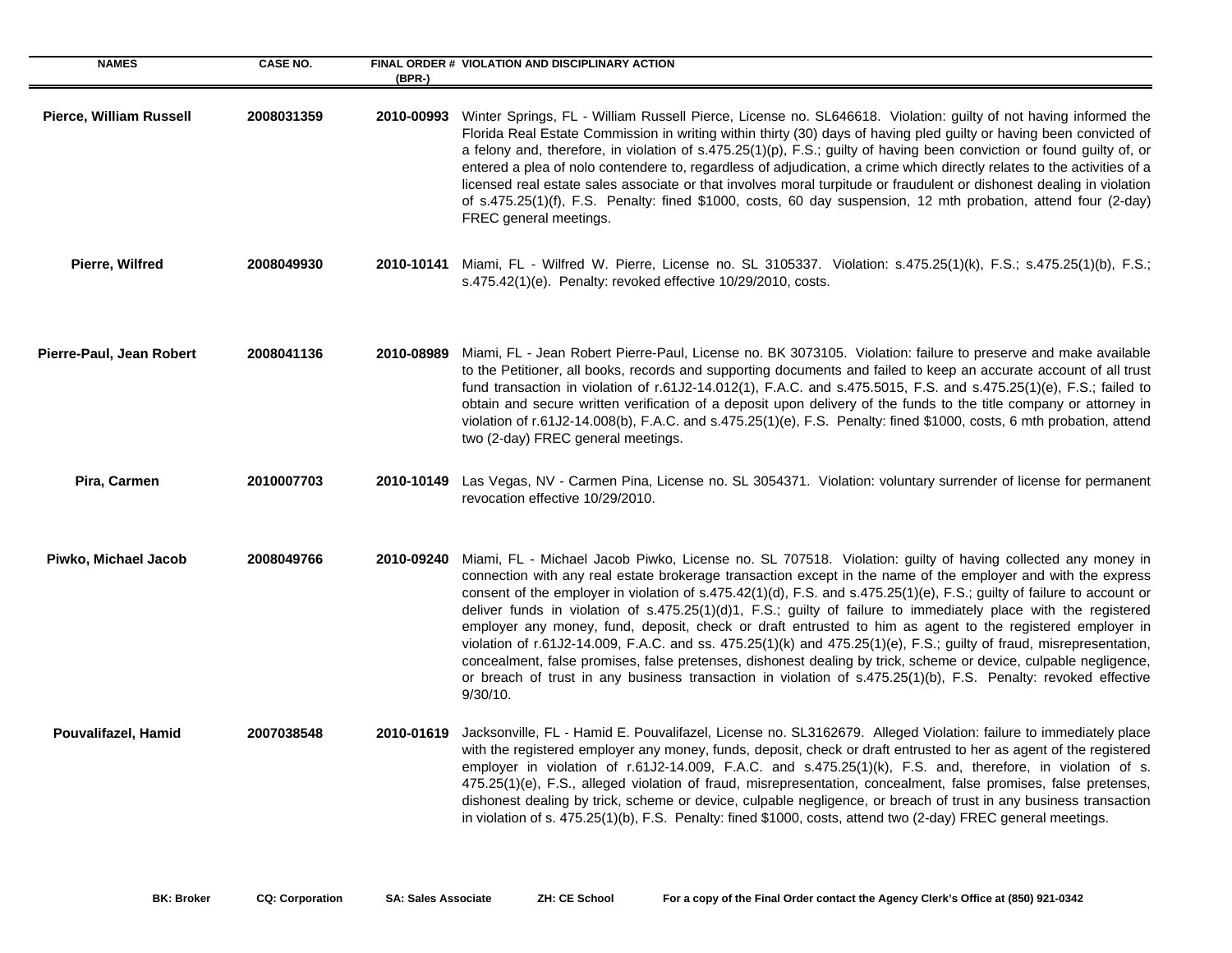| NAMES | CASE NO. | FINAL ORDER # (BPR-) | VIOLATION AND DISCIPLINARY ACTION |
|---|---|---|---|
| **Pierce, William Russell** | **2008031359** | **2010-00993** | Winter Springs, FL - William Russell Pierce, License no. SL646618. Violation: guilty of not having informed the Florida Real Estate Commission in writing within thirty (30) days of having pled guilty or having been convicted of a felony and, therefore, in violation of s.475.25(1)(p), F.S.; guilty of having been conviction or found guilty of, or entered a plea of nolo contendere to, regardless of adjudication, a crime which directly relates to the activities of a licensed real estate sales associate or that involves moral turpitude or fraudulent or dishonest dealing in violation of s.475.25(1)(f), F.S. Penalty: fined $1000, costs, 60 day suspension, 12 mth probation, attend four (2-day) FREC general meetings. |
| **Pierre, Wilfred** | **2008049930** | **2010-10141** | Miami, FL - Wilfred W. Pierre, License no. SL 3105337. Violation: s.475.25(1)(k), F.S.; s.475.25(1)(b), F.S.; s.475.42(1)(e). Penalty: revoked effective 10/29/2010, costs. |
| **Pierre-Paul, Jean Robert** | **2008041136** | **2010-08989** | Miami, FL - Jean Robert Pierre-Paul, License no. BK 3073105. Violation: failure to preserve and make available to the Petitioner, all books, records and supporting documents and failed to keep an accurate account of all trust fund transaction in violation of r.61J2-14.012(1), F.A.C. and s.475.5015, F.S. and s.475.25(1)(e), F.S.; failed to obtain and secure written verification of a deposit upon delivery of the funds to the title company or attorney in violation of r.61J2-14.008(b), F.A.C. and s.475.25(1)(e), F.S. Penalty: fined $1000, costs, 6 mth probation, attend two (2-day) FREC general meetings. |
| **Pira, Carmen** | **2010007703** | **2010-10149** | Las Vegas, NV - Carmen Pina, License no. SL 3054371. Violation: voluntary surrender of license for permanent revocation effective 10/29/2010. |
| **Piwko, Michael Jacob** | **2008049766** | **2010-09240** | Miami, FL - Michael Jacob Piwko, License no. SL 707518. Violation: guilty of having collected any money in connection with any real estate brokerage transaction except in the name of the employer and with the express consent of the employer in violation of s.475.42(1)(d), F.S. and s.475.25(1)(e), F.S.; guilty of failure to account or deliver funds in violation of s.475.25(1)(d)1, F.S.; guilty of failure to immediately place with the registered employer any money, fund, deposit, check or draft entrusted to him as agent to the registered employer in violation of r.61J2-14.009, F.A.C. and ss. 475.25(1)(k) and 475.25(1)(e), F.S.; guilty of fraud, misrepresentation, concealment, false promises, false pretenses, dishonest dealing by trick, scheme or device, culpable negligence, or breach of trust in any business transaction in violation of s.475.25(1)(b), F.S. Penalty: revoked effective 9/30/10. |
| **Pouvalifazel, Hamid** | **2007038548** | **2010-01619** | Jacksonville, FL - Hamid E. Pouvalifazel, License no. SL3162679. Alleged Violation: failure to immediately place with the registered employer any money, funds, deposit, check or draft entrusted to her as agent of the registered employer in violation of r.61J2-14.009, F.A.C. and s.475.25(1)(k), F.S. and, therefore, in violation of s. 475.25(1)(e), F.S., alleged violation of fraud, misrepresentation, concealment, false promises, false pretenses, dishonest dealing by trick, scheme or device, culpable negligence, or breach of trust in any business transaction in violation of s. 475.25(1)(b), F.S. Penalty: fined $1000, costs, attend two (2-day) FREC general meetings. |

**BK: Broker** **CQ: Corporation** **SA: Sales Associate** **ZH: CE School** **For a copy of the Final Order contact the Agency Clerk's Office at (850) 921-0342**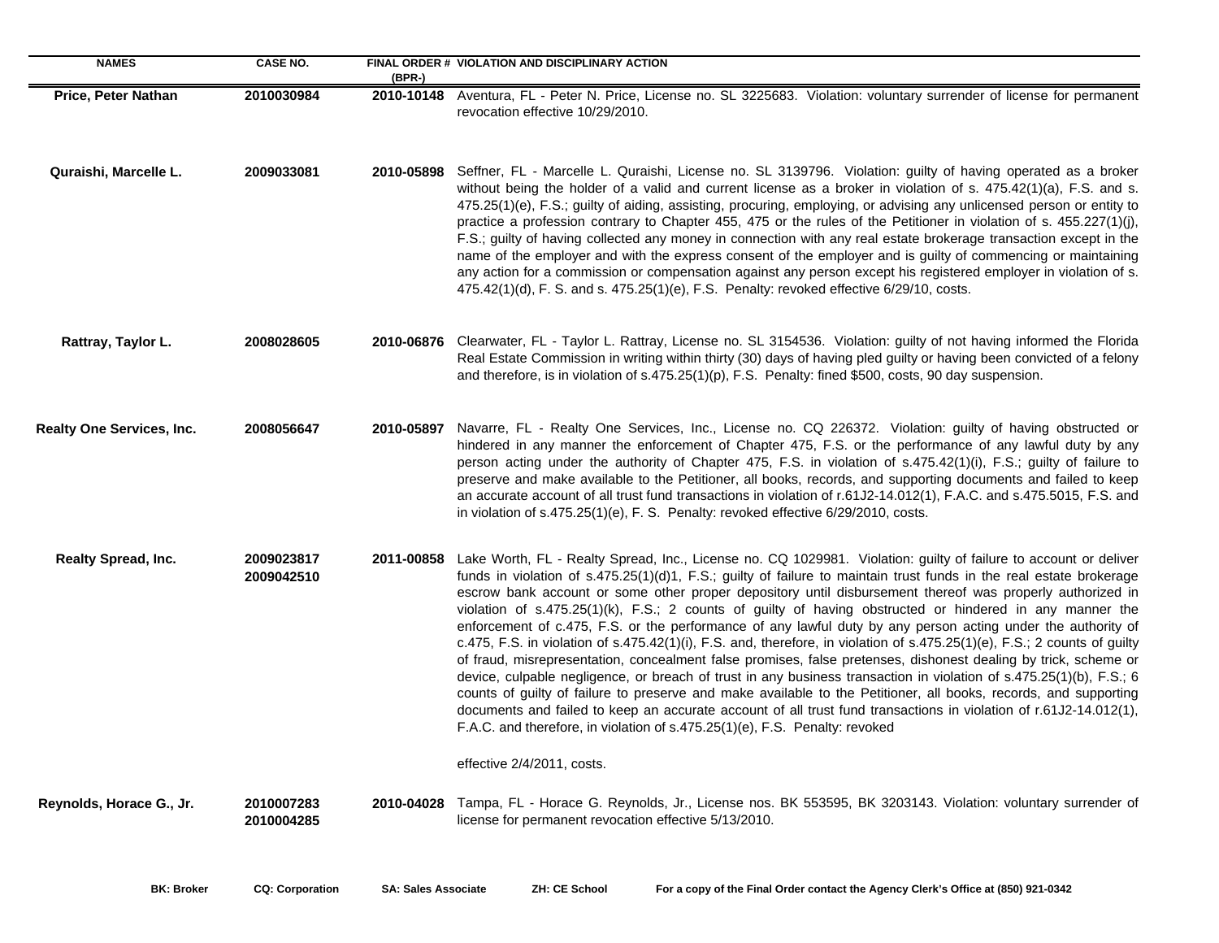| NAMES | CASE NO. | FINAL ORDER # (BPR-) | VIOLATION AND DISCIPLINARY ACTION |
|---|---|---|---|
| **Price, Peter Nathan** | **2010030984** | **2010-10148** | Aventura, FL - Peter N. Price, License no. SL 3225683. Violation: voluntary surrender of license for permanent revocation effective 10/29/2010. |
| **Quraishi, Marcelle L.** | **2009033081** | **2010-05898** | Seffner, FL - Marcelle L. Quraishi, License no. SL 3139796. Violation: guilty of having operated as a broker without being the holder of a valid and current license as a broker in violation of s. 475.42(1)(a), F.S. and s. 475.25(1)(e), F.S.; guilty of aiding, assisting, procuring, employing, or advising any unlicensed person or entity to practice a profession contrary to Chapter 455, 475 or the rules of the Petitioner in violation of s. 455.227(1)(j), F.S.; guilty of having collected any money in connection with any real estate brokerage transaction except in the name of the employer and with the express consent of the employer and is guilty of commencing or maintaining any action for a commission or compensation against any person except his registered employer in violation of s. 475.42(1)(d), F. S. and s. 475.25(1)(e), F.S. Penalty: revoked effective 6/29/10, costs. |
| **Rattray, Taylor L.** | **2008028605** | **2010-06876** | Clearwater, FL - Taylor L. Rattray, License no. SL 3154536. Violation: guilty of not having informed the Florida Real Estate Commission in writing within thirty (30) days of having pled guilty or having been convicted of a felony and therefore, is in violation of s.475.25(1)(p), F.S. Penalty: fined $500, costs, 90 day suspension. |
| **Realty One Services, Inc.** | **2008056647** | **2010-05897** | Navarre, FL - Realty One Services, Inc., License no. CQ 226372. Violation: guilty of having obstructed or hindered in any manner the enforcement of Chapter 475, F.S. or the performance of any lawful duty by any person acting under the authority of Chapter 475, F.S. in violation of s.475.42(1)(i), F.S.; guilty of failure to preserve and make available to the Petitioner, all books, records, and supporting documents and failed to keep an accurate account of all trust fund transactions in violation of r.61J2-14.012(1), F.A.C. and s.475.5015, F.S. and in violation of s.475.25(1)(e), F. S. Penalty: revoked effective 6/29/2010, costs. |
| **Realty Spread, Inc.** | **2009023817 2009042510** | **2011-00858** | Lake Worth, FL - Realty Spread, Inc., License no. CQ 1029981. Violation: guilty of failure to account or deliver funds in violation of s.475.25(1)(d)1, F.S.; guilty of failure to maintain trust funds in the real estate brokerage escrow bank account or some other proper depository until disbursement thereof was properly authorized in violation of s.475.25(1)(k), F.S.; 2 counts of guilty of having obstructed or hindered in any manner the enforcement of c.475, F.S. or the performance of any lawful duty by any person acting under the authority of c.475, F.S. in violation of s.475.42(1)(i), F.S. and, therefore, in violation of s.475.25(1)(e), F.S.; 2 counts of guilty of fraud, misrepresentation, concealment false promises, false pretenses, dishonest dealing by trick, scheme or device, culpable negligence, or breach of trust in any business transaction in violation of s.475.25(1)(b), F.S.; 6 counts of guilty of failure to preserve and make available to the Petitioner, all books, records, and supporting documents and failed to keep an accurate account of all trust fund transactions in violation of r.61J2-14.012(1), F.A.C. and therefore, in violation of s.475.25(1)(e), F.S. Penalty: revoked effective 2/4/2011, costs. |
| **Reynolds, Horace G., Jr.** | **2010007283 2010004285** | **2010-04028** | Tampa, FL - Horace G. Reynolds, Jr., License nos. BK 553595, BK 3203143. Violation: voluntary surrender of license for permanent revocation effective 5/13/2010. |

**BK: Broker** **CQ: Corporation** **SA: Sales Associate** **ZH: CE School** **For a copy of the Final Order contact the Agency Clerk's Office at (850) 921-0342**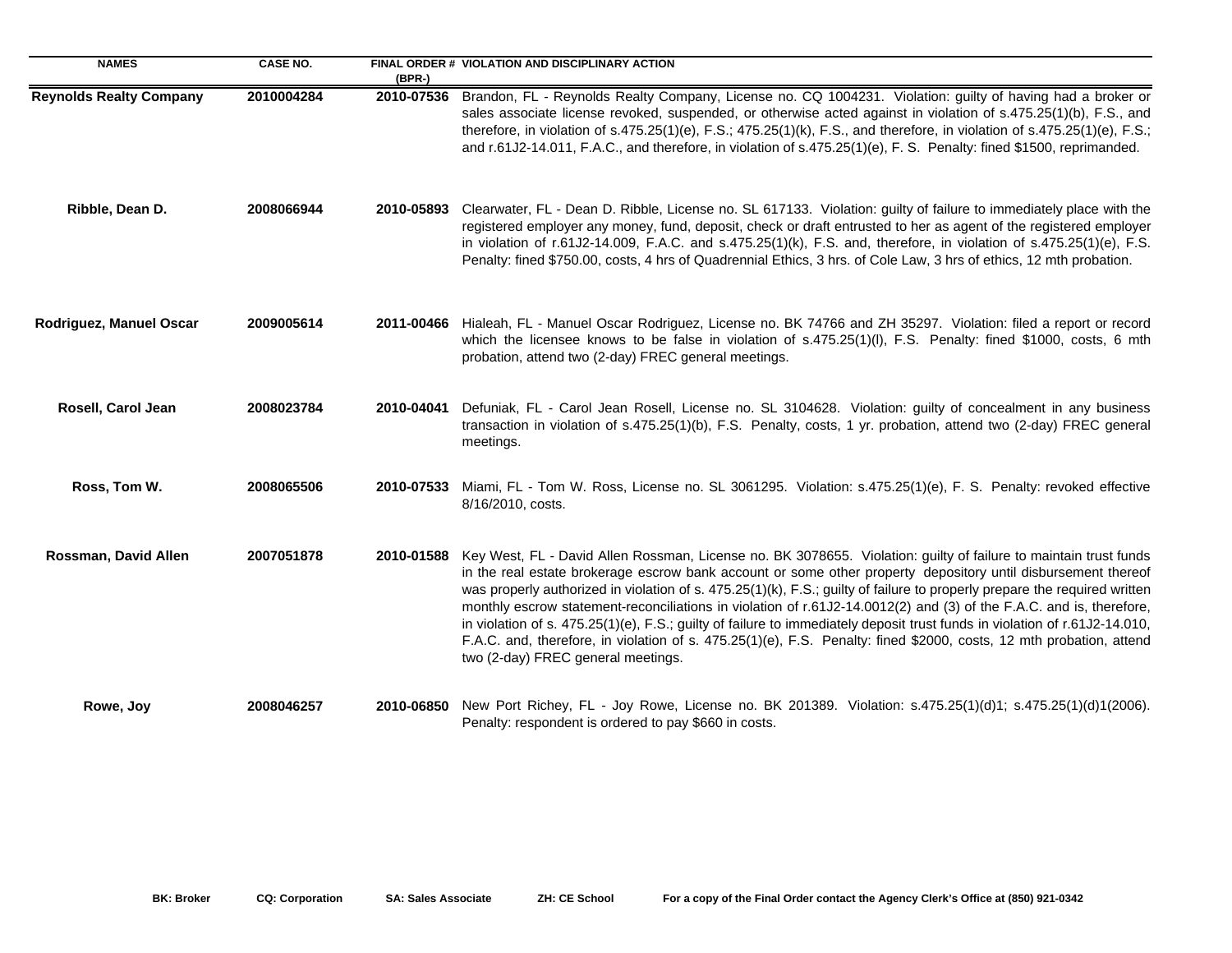| NAMES | CASE NO. | FINAL ORDER # (BPR-) | VIOLATION AND DISCIPLINARY ACTION |
|---|---|---|---|
| **Reynolds Realty Company** | **2010004284** | **2010-07536** | Brandon, FL - Reynolds Realty Company, License no. CQ 1004231. Violation: guilty of having had a broker or sales associate license revoked, suspended, or otherwise acted against in violation of s.475.25(1)(b), F.S., and therefore, in violation of s.475.25(1)(e), F.S.; 475.25(1)(k), F.S., and therefore, in violation of s.475.25(1)(e), F.S.; and r.61J2-14.011, F.A.C., and therefore, in violation of s.475.25(1)(e), F. S. Penalty: fined $1500, reprimanded. |
| **Ribble, Dean D.** | **2008066944** | **2010-05893** | Clearwater, FL - Dean D. Ribble, License no. SL 617133. Violation: guilty of failure to immediately place with the registered employer any money, fund, deposit, check or draft entrusted to her as agent of the registered employer in violation of r.61J2-14.009, F.A.C. and s.475.25(1)(k), F.S. and, therefore, in violation of s.475.25(1)(e), F.S. Penalty: fined $750.00, costs, 4 hrs of Quadrennial Ethics, 3 hrs. of Cole Law, 3 hrs of ethics, 12 mth probation. |
| **Rodriguez, Manuel Oscar** | **2009005614** | **2011-00466** | Hialeah, FL - Manuel Oscar Rodriguez, License no. BK 74766 and ZH 35297. Violation: filed a report or record which the licensee knows to be false in violation of s.475.25(1)(l), F.S. Penalty: fined $1000, costs, 6 mth probation, attend two (2-day) FREC general meetings. |
| **Rosell, Carol Jean** | **2008023784** | **2010-04041** | Defuniak, FL - Carol Jean Rosell, License no. SL 3104628. Violation: guilty of concealment in any business transaction in violation of s.475.25(1)(b), F.S. Penalty, costs, 1 yr. probation, attend two (2-day) FREC general meetings. |
| **Ross, Tom W.** | **2008065506** | **2010-07533** | Miami, FL - Tom W. Ross, License no. SL 3061295. Violation: s.475.25(1)(e), F. S. Penalty: revoked effective 8/16/2010, costs. |
| **Rossman, David Allen** | **2007051878** | **2010-01588** | Key West, FL - David Allen Rossman, License no. BK 3078655. Violation: guilty of failure to maintain trust funds in the real estate brokerage escrow bank account or some other property depository until disbursement thereof was properly authorized in violation of s. 475.25(1)(k), F.S.; guilty of failure to properly prepare the required written monthly escrow statement-reconciliations in violation of r.61J2-14.0012(2) and (3) of the F.A.C. and is, therefore, in violation of s. 475.25(1)(e), F.S.; guilty of failure to immediately deposit trust funds in violation of r.61J2-14.010, F.A.C. and, therefore, in violation of s. 475.25(1)(e), F.S. Penalty: fined $2000, costs, 12 mth probation, attend two (2-day) FREC general meetings. |
| **Rowe, Joy** | **2008046257** | **2010-06850** | New Port Richey, FL - Joy Rowe, License no. BK 201389. Violation: s.475.25(1)(d)1; s.475.25(1)(d)1(2006). Penalty: respondent is ordered to pay $660 in costs. |

**BK: Broker** **CQ: Corporation** **SA: Sales Associate** **ZH: CE School** **For a copy of the Final Order contact the Agency Clerk's Office at (850) 921-0342**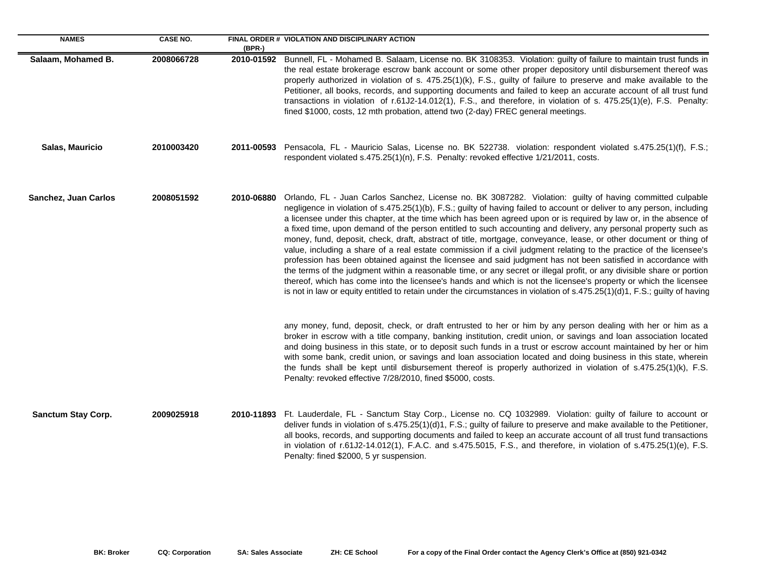| NAMES | CASE NO. | FINAL ORDER # (BPR-) | VIOLATION AND DISCIPLINARY ACTION |
|---|---|---|---|
| **Salaam, Mohamed B.** | **2008066728** | **2010-01592** | Bunnell, FL - Mohamed B. Salaam, License no. BK 3108353. Violation: guilty of failure to maintain trust funds in the real estate brokerage escrow bank account or some other proper depository until disbursement thereof was properly authorized in violation of s. 475.25(1)(k), F.S., guilty of failure to preserve and make available to the Petitioner, all books, records, and supporting documents and failed to keep an accurate account of all trust fund transactions in violation of r.61J2-14.012(1), F.S., and therefore, in violation of s. 475.25(1)(e), F.S. Penalty: fined $1000, costs, 12 mth probation, attend two (2-day) FREC general meetings. |
| **Salas, Mauricio** | **2010003420** | **2011-00593** | Pensacola, FL - Mauricio Salas, License no. BK 522738. violation: respondent violated s.475.25(1)(f), F.S.; respondent violated s.475.25(1)(n), F.S. Penalty: revoked effective 1/21/2011, costs. |
| **Sanchez, Juan Carlos** | **2008051592** | **2010-06880** | Orlando, FL - Juan Carlos Sanchez, License no. BK 3087282. Violation: guilty of having committed culpable negligence in violation of s.475.25(1)(b), F.S.; guilty of having failed to account or deliver to any person, including a licensee under this chapter, at the time which has been agreed upon or is required by law or, in the absence of a fixed time, upon demand of the person entitled to such accounting and delivery, any personal property such as money, fund, deposit, check, draft, abstract of title, mortgage, conveyance, lease, or other document or thing of value, including a share of a real estate commission if a civil judgment relating to the practice of the licensee's profession has been obtained against the licensee and said judgment has not been satisfied in accordance with the terms of the judgment within a reasonable time, or any secret or illegal profit, or any divisible share or portion thereof, which has come into the licensee's hands and which is not the licensee's property or which the licensee is not in law or equity entitled to retain under the circumstances in violation of s.475.25(1)(d)1, F.S.; guilty of having any money, fund, deposit, check, or draft entrusted to her or him by any person dealing with her or him as a broker in escrow with a title company, banking institution, credit union, or savings and loan association located and doing business in this state, or to deposit such funds in a trust or escrow account maintained by her or him with some bank, credit union, or savings and loan association located and doing business in this state, wherein the funds shall be kept until disbursement thereof is properly authorized in violation of s.475.25(1)(k), F.S. Penalty: revoked effective 7/28/2010, fined $5000, costs. |
| **Sanctum Stay Corp.** | **2009025918** | **2010-11893** | Ft. Lauderdale, FL - Sanctum Stay Corp., License no. CQ 1032989. Violation: guilty of failure to account or deliver funds in violation of s.475.25(1)(d)1, F.S.; guilty of failure to preserve and make available to the Petitioner, all books, records, and supporting documents and failed to keep an accurate account of all trust fund transactions in violation of r.61J2-14.012(1), F.A.C. and s.475.5015, F.S., and therefore, in violation of s.475.25(1)(e), F.S. Penalty: fined $2000, 5 yr suspension. |

**BK: Broker** **CQ: Corporation** **SA: Sales Associate** **ZH: CE School** **For a copy of the Final Order contact the Agency Clerk's Office at (850) 921-0342**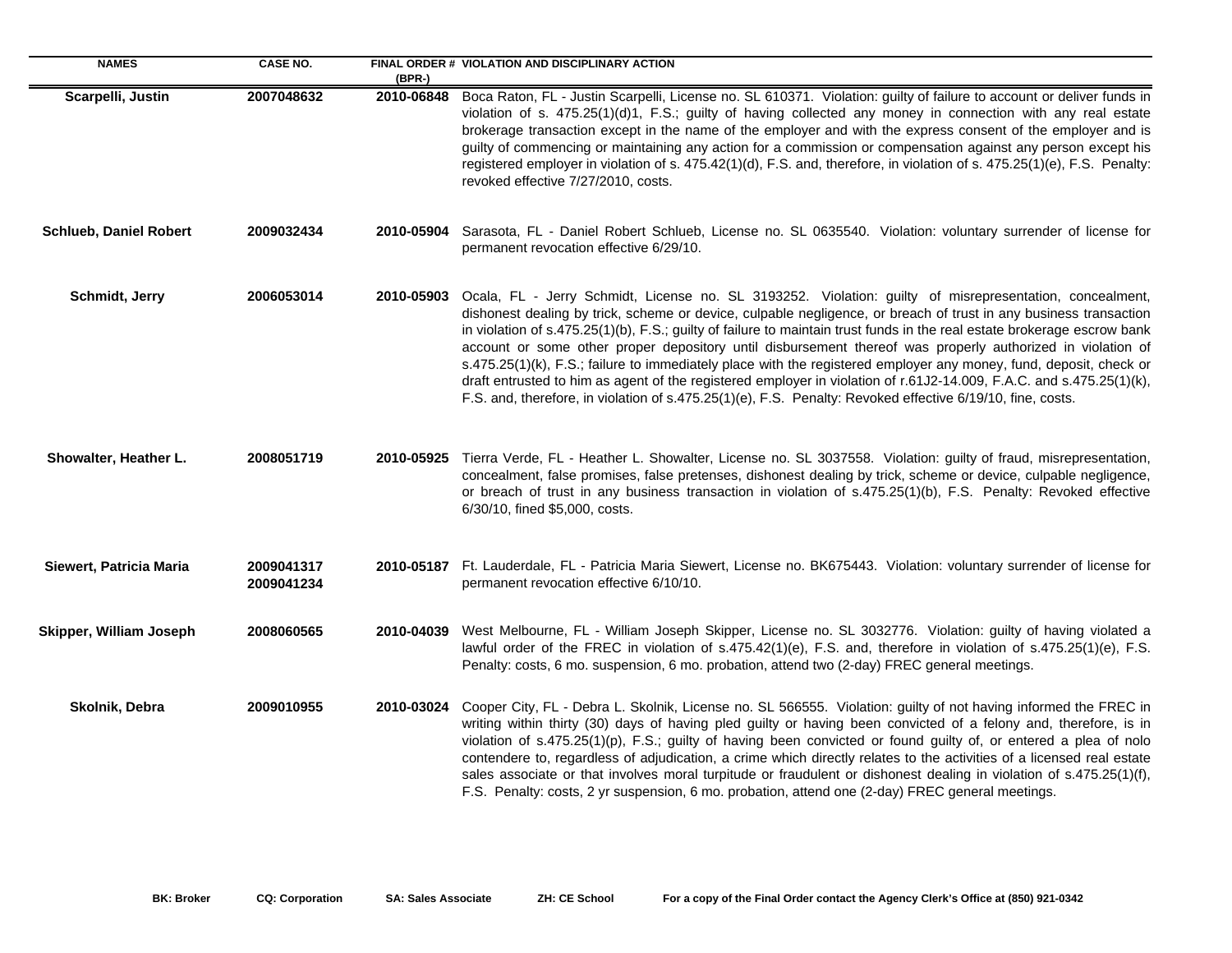| NAMES | CASE NO. | FINAL ORDER # (BPR-) | VIOLATION AND DISCIPLINARY ACTION |
|---|---|---|---|
| **Scarpelli, Justin** | **2007048632** | **2010-06848** | Boca Raton, FL - Justin Scarpelli, License no. SL 610371. Violation: guilty of failure to account or deliver funds in violation of s. 475.25(1)(d)1, F.S.; guilty of having collected any money in connection with any real estate brokerage transaction except in the name of the employer and with the express consent of the employer and is guilty of commencing or maintaining any action for a commission or compensation against any person except his registered employer in violation of s. 475.42(1)(d), F.S. and, therefore, in violation of s. 475.25(1)(e), F.S. Penalty: revoked effective 7/27/2010, costs. |
| **Schlueb, Daniel Robert** | **2009032434** | **2010-05904** | Sarasota, FL - Daniel Robert Schlueb, License no. SL 0635540. Violation: voluntary surrender of license for permanent revocation effective 6/29/10. |
| **Schmidt, Jerry** | **2006053014** | **2010-05903** | Ocala, FL - Jerry Schmidt, License no. SL 3193252. Violation: guilty of misrepresentation, concealment, dishonest dealing by trick, scheme or device, culpable negligence, or breach of trust in any business transaction in violation of s.475.25(1)(b), F.S.; guilty of failure to maintain trust funds in the real estate brokerage escrow bank account or some other proper depository until disbursement thereof was properly authorized in violation of s.475.25(1)(k), F.S.; failure to immediately place with the registered employer any money, fund, deposit, check or draft entrusted to him as agent of the registered employer in violation of r.61J2-14.009, F.A.C. and s.475.25(1)(k), F.S. and, therefore, in violation of s.475.25(1)(e), F.S. Penalty: Revoked effective 6/19/10, fine, costs. |
| **Showalter, Heather L.** | **2008051719** | **2010-05925** | Tierra Verde, FL - Heather L. Showalter, License no. SL 3037558. Violation: guilty of fraud, misrepresentation, concealment, false promises, false pretenses, dishonest dealing by trick, scheme or device, culpable negligence, or breach of trust in any business transaction in violation of s.475.25(1)(b), F.S. Penalty: Revoked effective 6/30/10, fined $5,000, costs. |
| **Siewert, Patricia Maria** | **2009041317 2009041234** | **2010-05187** | Ft. Lauderdale, FL - Patricia Maria Siewert, License no. BK675443. Violation: voluntary surrender of license for permanent revocation effective 6/10/10. |
| **Skipper, William Joseph** | **2008060565** | **2010-04039** | West Melbourne, FL - William Joseph Skipper, License no. SL 3032776. Violation: guilty of having violated a lawful order of the FREC in violation of s.475.42(1)(e), F.S. and, therefore in violation of s.475.25(1)(e), F.S. Penalty: costs, 6 mo. suspension, 6 mo. probation, attend two (2-day) FREC general meetings. |
| **Skolnik, Debra** | **2009010955** | **2010-03024** | Cooper City, FL - Debra L. Skolnik, License no. SL 566555. Violation: guilty of not having informed the FREC in writing within thirty (30) days of having pled guilty or having been convicted of a felony and, therefore, is in violation of s.475.25(1)(p), F.S.; guilty of having been convicted or found guilty of, or entered a plea of nolo contendere to, regardless of adjudication, a crime which directly relates to the activities of a licensed real estate sales associate or that involves moral turpitude or fraudulent or dishonest dealing in violation of s.475.25(1)(f), F.S. Penalty: costs, 2 yr suspension, 6 mo. probation, attend one (2-day) FREC general meetings. |

**BK: Broker** **CQ: Corporation** **SA: Sales Associate** **ZH: CE School** **For a copy of the Final Order contact the Agency Clerk's Office at (850) 921-0342**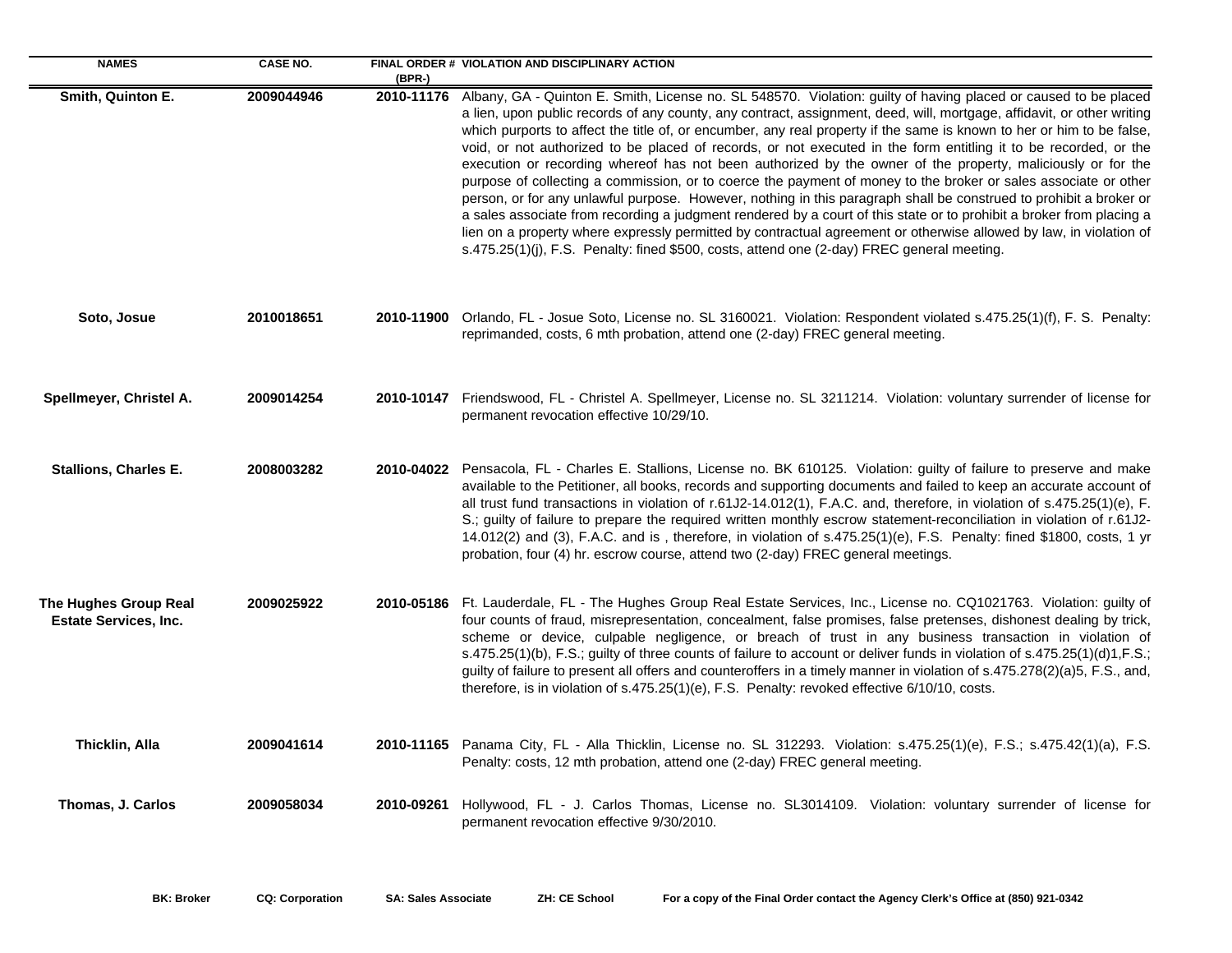| NAMES | CASE NO. | FINAL ORDER # (BPR-) | VIOLATION AND DISCIPLINARY ACTION |
|---|---|---|---|
| **Smith, Quinton E.** | **2009044946** | **2010-11176** | Albany, GA - Quinton E. Smith, License no. SL 548570. Violation: guilty of having placed or caused to be placed a lien, upon public records of any county, any contract, assignment, deed, will, mortgage, affidavit, or other writing which purports to affect the title of, or encumber, any real property if the same is known to her or him to be false, void, or not authorized to be placed of records, or not executed in the form entitling it to be recorded, or the execution or recording whereof has not been authorized by the owner of the property, maliciously or for the purpose of collecting a commission, or to coerce the payment of money to the broker or sales associate or other person, or for any unlawful purpose. However, nothing in this paragraph shall be construed to prohibit a broker or a sales associate from recording a judgment rendered by a court of this state or to prohibit a broker from placing a lien on a property where expressly permitted by contractual agreement or otherwise allowed by law, in violation of s.475.25(1)(j), F.S. Penalty: fined $500, costs, attend one (2-day) FREC general meeting. |
| **Soto, Josue** | **2010018651** | **2010-11900** | Orlando, FL - Josue Soto, License no. SL 3160021. Violation: Respondent violated s.475.25(1)(f), F. S. Penalty: reprimanded, costs, 6 mth probation, attend one (2-day) FREC general meeting. |
| **Spellmeyer, Christel A.** | **2009014254** | **2010-10147** | Friendswood, FL - Christel A. Spellmeyer, License no. SL 3211214. Violation: voluntary surrender of license for permanent revocation effective 10/29/10. |
| **Stallions, Charles E.** | **2008003282** | **2010-04022** | Pensacola, FL - Charles E. Stallions, License no. BK 610125. Violation: guilty of failure to preserve and make available to the Petitioner, all books, records and supporting documents and failed to keep an accurate account of all trust fund transactions in violation of r.61J2-14.012(1), F.A.C. and, therefore, in violation of s.475.25(1)(e), F. S.; guilty of failure to prepare the required written monthly escrow statement-reconciliation in violation of r.61J2-14.012(2) and (3), F.A.C. and is , therefore, in violation of s.475.25(1)(e), F.S. Penalty: fined $1800, costs, 1 yr probation, four (4) hr. escrow course, attend two (2-day) FREC general meetings. |
| **The Hughes Group Real Estate Services, Inc.** | **2009025922** | **2010-05186** | Ft. Lauderdale, FL - The Hughes Group Real Estate Services, Inc., License no. CQ1021763. Violation: guilty of four counts of fraud, misrepresentation, concealment, false promises, false pretenses, dishonest dealing by trick, scheme or device, culpable negligence, or breach of trust in any business transaction in violation of s.475.25(1)(b), F.S.; guilty of three counts of failure to account or deliver funds in violation of s.475.25(1)(d)1,F.S.; guilty of failure to present all offers and counteroffers in a timely manner in violation of s.475.278(2)(a)5, F.S., and, therefore, is in violation of s.475.25(1)(e), F.S. Penalty: revoked effective 6/10/10, costs. |
| **Thicklin, Alla** | **2009041614** | **2010-11165** | Panama City, FL - Alla Thicklin, License no. SL 312293. Violation: s.475.25(1)(e), F.S.; s.475.42(1)(a), F.S. Penalty: costs, 12 mth probation, attend one (2-day) FREC general meeting. |
| **Thomas, J. Carlos** | **2009058034** | **2010-09261** | Hollywood, FL - J. Carlos Thomas, License no. SL3014109. Violation: voluntary surrender of license for permanent revocation effective 9/30/2010. |

**BK: Broker** **CQ: Corporation** **SA: Sales Associate** **ZH: CE School** **For a copy of the Final Order contact the Agency Clerk's Office at (850) 921-0342**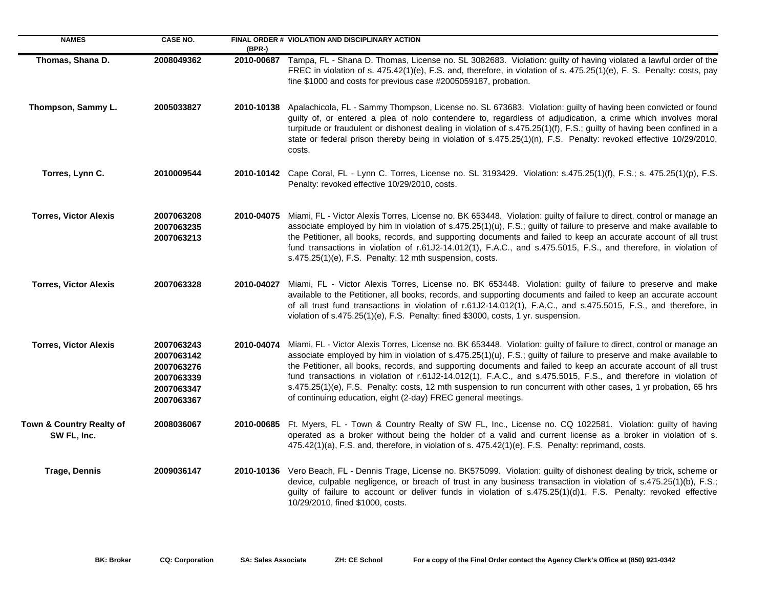| NAMES | CASE NO. | FINAL ORDER # (BPR-) | VIOLATION AND DISCIPLINARY ACTION |
| --- | --- | --- | --- |
| **Thomas, Shana D.** | **2008049362** | **2010-00687** | Tampa, FL - Shana D. Thomas, License no. SL 3082683. Violation: guilty of having violated a lawful order of the FREC in violation of s. 475.42(1)(e), F.S. and, therefore, in violation of s. 475.25(1)(e), F. S. Penalty: costs, pay fine $1000 and costs for previous case #2005059187, probation. |
| **Thompson, Sammy L.** | **2005033827** | **2010-10138** | Apalachicola, FL - Sammy Thompson, License no. SL 673683. Violation: guilty of having been convicted or found guilty of, or entered a plea of nolo contendere to, regardless of adjudication, a crime which involves moral turpitude or fraudulent or dishonest dealing in violation of s.475.25(1)(f), F.S.; guilty of having been confined in a state or federal prison thereby being in violation of s.475.25(1)(n), F.S. Penalty: revoked effective 10/29/2010, costs. |
| **Torres, Lynn C.** | **2010009544** | **2010-10142** | Cape Coral, FL - Lynn C. Torres, License no. SL 3193429. Violation: s.475.25(1)(f), F.S.; s. 475.25(1)(p), F.S. Penalty: revoked effective 10/29/2010, costs. |
| **Torres, Victor Alexis** | **2007063208**<br>**2007063235**<br>**2007063213** | **2010-04075** | Miami, FL - Victor Alexis Torres, License no. BK 653448. Violation: guilty of failure to direct, control or manage an associate employed by him in violation of s.475.25(1)(u), F.S.; guilty of failure to preserve and make available to the Petitioner, all books, records, and supporting documents and failed to keep an accurate account of all trust fund transactions in violation of r.61J2-14.012(1), F.A.C., and s.475.5015, F.S., and therefore, in violation of s.475.25(1)(e), F.S. Penalty: 12 mth suspension, costs. |
| **Torres, Victor Alexis** | **2007063328** | **2010-04027** | Miami, FL - Victor Alexis Torres, License no. BK 653448. Violation: guilty of failure to preserve and make available to the Petitioner, all books, records, and supporting documents and failed to keep an accurate account of all trust fund transactions in violation of r.61J2-14.012(1), F.A.C., and s.475.5015, F.S., and therefore, in violation of s.475.25(1)(e), F.S. Penalty: fined $3000, costs, 1 yr. suspension. |
| **Torres, Victor Alexis** | **2007063243**<br>**2007063142**<br>**2007063276**<br>**2007063339**<br>**2007063347**<br>**2007063367** | **2010-04074** | Miami, FL - Victor Alexis Torres, License no. BK 653448. Violation: guilty of failure to direct, control or manage an associate employed by him in violation of s.475.25(1)(u), F.S.; guilty of failure to preserve and make available to the Petitioner, all books, records, and supporting documents and failed to keep an accurate account of all trust fund transactions in violation of r.61J2-14.012(1), F.A.C., and s.475.5015, F.S., and therefore in violation of s.475.25(1)(e), F.S. Penalty: costs, 12 mth suspension to run concurrent with other cases, 1 yr probation, 65 hrs of continuing education, eight (2-day) FREC general meetings. |
| **Town & Country Realty of SW FL, Inc.** | **2008036067** | **2010-00685** | Ft. Myers, FL - Town & Country Realty of SW FL, Inc., License no. CQ 1022581. Violation: guilty of having operated as a broker without being the holder of a valid and current license as a broker in violation of s. 475.42(1)(a), F.S. and, therefore, in violation of s. 475.42(1)(e), F.S. Penalty: reprimand, costs. |
| **Trage, Dennis** | **2009036147** | **2010-10136** | Vero Beach, FL - Dennis Trage, License no. BK575099. Violation: guilty of dishonest dealing by trick, scheme or device, culpable negligence, or breach of trust in any business transaction in violation of s.475.25(1)(b), F.S.; guilty of failure to account or deliver funds in violation of s.475.25(1)(d)1, F.S. Penalty: revoked effective 10/29/2010, fined $1000, costs. |

**BK: Broker** **CQ: Corporation** **SA: Sales Associate** **ZH: CE School** **For a copy of the Final Order contact the Agency Clerk's Office at (850) 921-0342**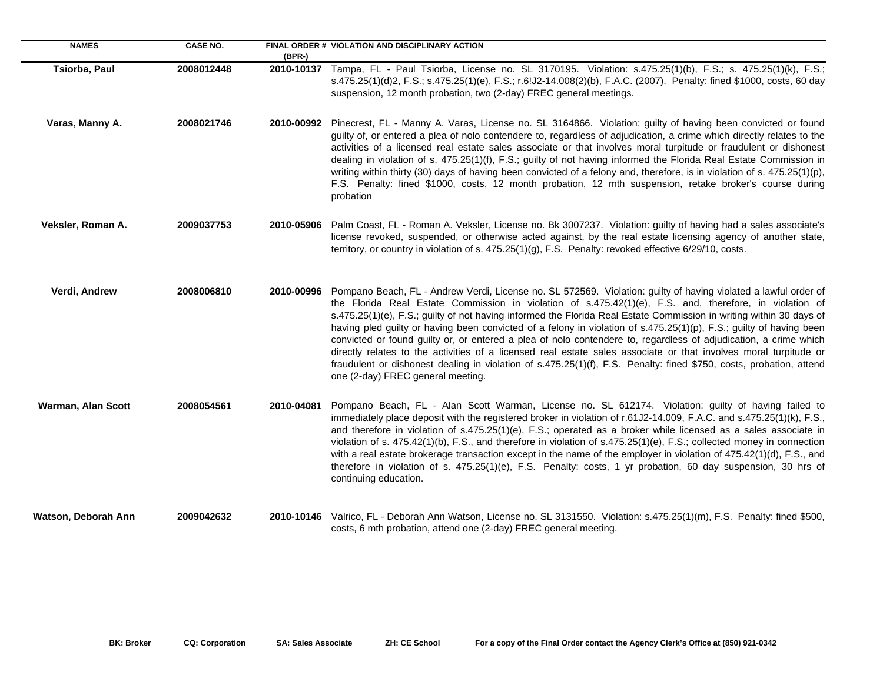| NAMES | CASE NO. | FINAL ORDER # (BPR-) | VIOLATION AND DISCIPLINARY ACTION |
|---|---|---|---|
| **Tsiorba, Paul** | **2008012448** | **2010-10137** | Tampa, FL - Paul Tsiorba, License no. SL 3170195. Violation: s.475.25(1)(b), F.S.; s. 475.25(1)(k), F.S.; s.475.25(1)(d)2, F.S.; s.475.25(1)(e), F.S.; r.6!J2-14.008(2)(b), F.A.C. (2007). Penalty: fined $1000, costs, 60 day suspension, 12 month probation, two (2-day) FREC general meetings. |
| **Varas, Manny A.** | **2008021746** | **2010-00992** | Pinecrest, FL - Manny A. Varas, License no. SL 3164866. Violation: guilty of having been convicted or found guilty of, or entered a plea of nolo contendere to, regardless of adjudication, a crime which directly relates to the activities of a licensed real estate sales associate or that involves moral turpitude or fraudulent or dishonest dealing in violation of s. 475.25(1)(f), F.S.; guilty of not having informed the Florida Real Estate Commission in writing within thirty (30) days of having been convicted of a felony and, therefore, is in violation of s. 475.25(1)(p), F.S. Penalty: fined $1000, costs, 12 month probation, 12 mth suspension, retake broker's course during probation |
| **Veksler, Roman A.** | **2009037753** | **2010-05906** | Palm Coast, FL - Roman A. Veksler, License no. Bk 3007237. Violation: guilty of having had a sales associate's license revoked, suspended, or otherwise acted against, by the real estate licensing agency of another state, territory, or country in violation of s. 475.25(1)(g), F.S. Penalty: revoked effective 6/29/10, costs. |
| **Verdi, Andrew** | **2008006810** | **2010-00996** | Pompano Beach, FL - Andrew Verdi, License no. SL 572569. Violation: guilty of having violated a lawful order of the Florida Real Estate Commission in violation of s.475.42(1)(e), F.S. and, therefore, in violation of s.475.25(1)(e), F.S.; guilty of not having informed the Florida Real Estate Commission in writing within 30 days of having pled guilty or having been convicted of a felony in violation of s.475.25(1)(p), F.S.; guilty of having been convicted or found guilty or, or entered a plea of nolo contendere to, regardless of adjudication, a crime which directly relates to the activities of a licensed real estate sales associate or that involves moral turpitude or fraudulent or dishonest dealing in violation of s.475.25(1)(f), F.S. Penalty: fined $750, costs, probation, attend one (2-day) FREC general meeting. |
| **Warman, Alan Scott** | **2008054561** | **2010-04081** | Pompano Beach, FL - Alan Scott Warman, License no. SL 612174. Violation: guilty of having failed to immediately place deposit with the registered broker in violation of r.61J2-14.009, F.A.C. and s.475.25(1)(k), F.S., and therefore in violation of s.475.25(1)(e), F.S.; operated as a broker while licensed as a sales associate in violation of s. 475.42(1)(b), F.S., and therefore in violation of s.475.25(1)(e), F.S.; collected money in connection with a real estate brokerage transaction except in the name of the employer in violation of 475.42(1)(d), F.S., and therefore in violation of s. 475.25(1)(e), F.S. Penalty: costs, 1 yr probation, 60 day suspension, 30 hrs of continuing education. |
| **Watson, Deborah Ann** | **2009042632** | **2010-10146** | Valrico, FL - Deborah Ann Watson, License no. SL 3131550. Violation: s.475.25(1)(m), F.S. Penalty: fined $500, costs, 6 mth probation, attend one (2-day) FREC general meeting. |

**BK: Broker** **CQ: Corporation** **SA: Sales Associate** **ZH: CE School** **For a copy of the Final Order contact the Agency Clerk's Office at (850) 921-0342**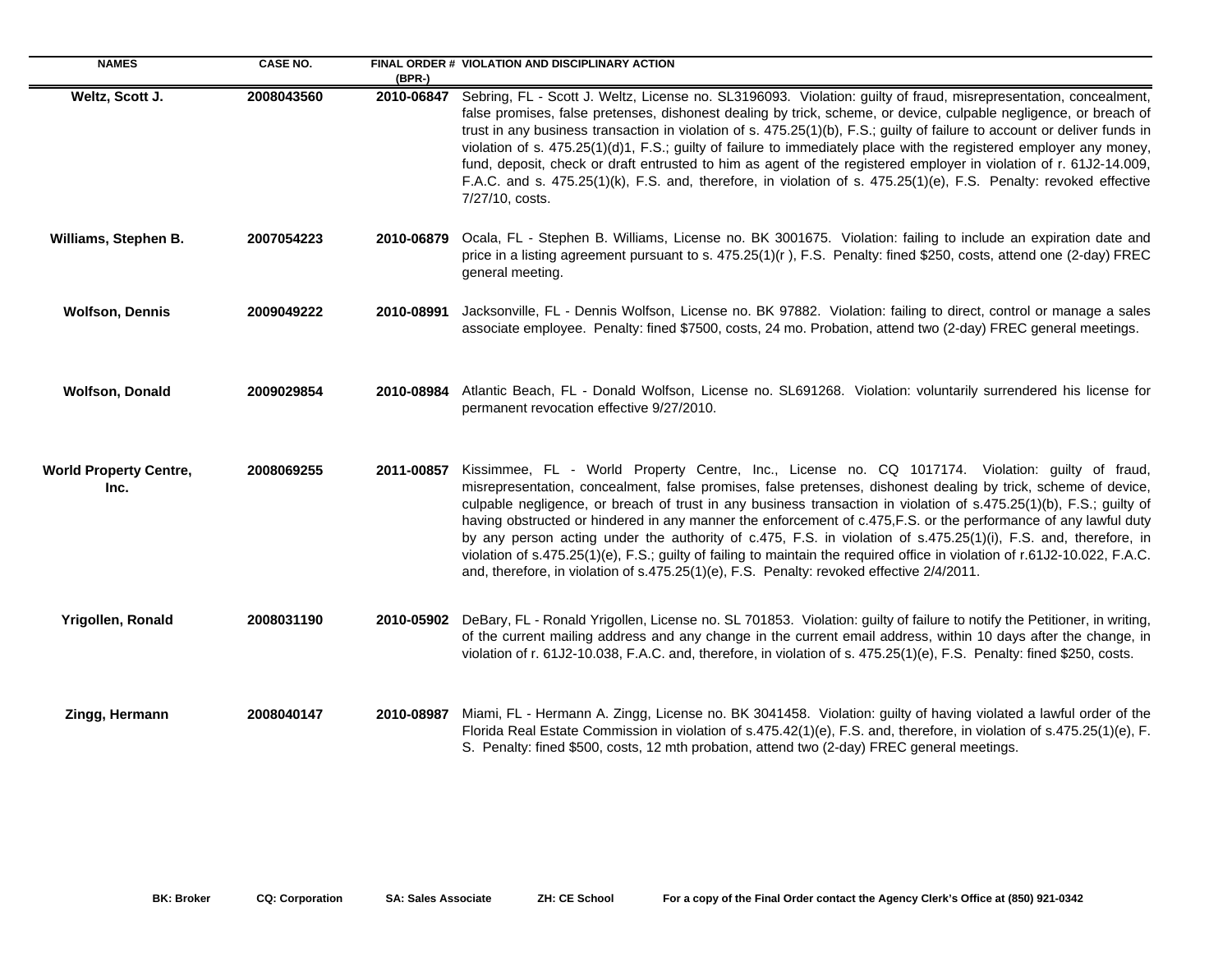| NAMES | CASE NO. | FINAL ORDER # (BPR-) | VIOLATION AND DISCIPLINARY ACTION |
|---|---|---|---|
| **Weltz, Scott J.** | **2008043560** | **2010-06847** | Sebring, FL - Scott J. Weltz, License no. SL3196093. Violation: guilty of fraud, misrepresentation, concealment, false promises, false pretenses, dishonest dealing by trick, scheme, or device, culpable negligence, or breach of trust in any business transaction in violation of s. 475.25(1)(b), F.S.; guilty of failure to account or deliver funds in violation of s. 475.25(1)(d)1, F.S.; guilty of failure to immediately place with the registered employer any money, fund, deposit, check or draft entrusted to him as agent of the registered employer in violation of r. 61J2-14.009, F.A.C. and s. 475.25(1)(k), F.S. and, therefore, in violation of s. 475.25(1)(e), F.S. Penalty: revoked effective 7/27/10, costs. |
| **Williams, Stephen B.** | **2007054223** | **2010-06879** | Ocala, FL - Stephen B. Williams, License no. BK 3001675. Violation: failing to include an expiration date and price in a listing agreement pursuant to s. 475.25(1)(r ), F.S. Penalty: fined $250, costs, attend one (2-day) FREC general meeting. |
| **Wolfson, Dennis** | **2009049222** | **2010-08991** | Jacksonville, FL - Dennis Wolfson, License no. BK 97882. Violation: failing to direct, control or manage a sales associate employee. Penalty: fined $7500, costs, 24 mo. Probation, attend two (2-day) FREC general meetings. |
| **Wolfson, Donald** | **2009029854** | **2010-08984** | Atlantic Beach, FL - Donald Wolfson, License no. SL691268. Violation: voluntarily surrendered his license for permanent revocation effective 9/27/2010. |
| **World Property Centre, Inc.** | **2008069255** | **2011-00857** | Kissimmee, FL - World Property Centre, Inc., License no. CQ 1017174. Violation: guilty of fraud, misrepresentation, concealment, false promises, false pretenses, dishonest dealing by trick, scheme of device, culpable negligence, or breach of trust in any business transaction in violation of s.475.25(1)(b), F.S.; guilty of having obstructed or hindered in any manner the enforcement of c.475,F.S. or the performance of any lawful duty by any person acting under the authority of c.475, F.S. in violation of s.475.25(1)(i), F.S. and, therefore, in violation of s.475.25(1)(e), F.S.; guilty of failing to maintain the required office in violation of r.61J2-10.022, F.A.C. and, therefore, in violation of s.475.25(1)(e), F.S. Penalty: revoked effective 2/4/2011. |
| **Yrigollen, Ronald** | **2008031190** | **2010-05902** | DeBary, FL - Ronald Yrigollen, License no. SL 701853. Violation: guilty of failure to notify the Petitioner, in writing, of the current mailing address and any change in the current email address, within 10 days after the change, in violation of r. 61J2-10.038, F.A.C. and, therefore, in violation of s. 475.25(1)(e), F.S. Penalty: fined $250, costs. |
| **Zingg, Hermann** | **2008040147** | **2010-08987** | Miami, FL - Hermann A. Zingg, License no. BK 3041458. Violation: guilty of having violated a lawful order of the Florida Real Estate Commission in violation of s.475.42(1)(e), F.S. and, therefore, in violation of s.475.25(1)(e), F. S. Penalty: fined $500, costs, 12 mth probation, attend two (2-day) FREC general meetings. |

**BK: Broker** **CQ: Corporation** **SA: Sales Associate** **ZH: CE School** **For a copy of the Final Order contact the Agency Clerk's Office at (850) 921-0342**